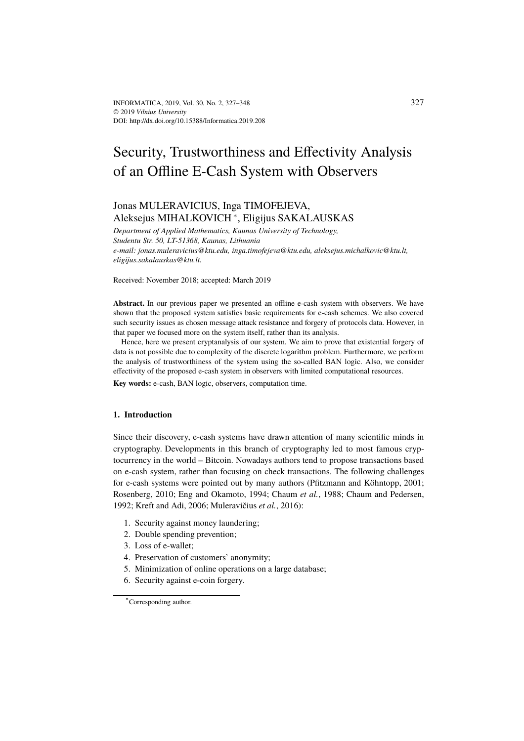# Security, Trustworthiness and Effectivity Analysis of an Offline E-Cash System with Observers

Jonas MULERAVICIUS, Inga TIMOFEJEVA, Aleksejus MIHALKOVICH [*], Eligijus SAKALAUSKAS

*Department of Applied Mathematics, Kaunas University of Technology, Studentu Str. 50, LT-51368, Kaunas, Lithuania*
*e-mail: jonas.muleravicius@ktu.edu, inga.timofejeva@ktu.edu, aleksejus.michalkovic@ktu.lt, eligijus.sakalauskas@ktu.lt.*

Received: November 2018; accepted: March 2019

**Abstract.** In our previous paper we presented an offline e-cash system with observers. We have shown that the proposed system satisfies basic requirements for e-cash schemes. We also covered such security issues as chosen message attack resistance and forgery of protocols data. However, in that paper we focused more on the system itself, rather than its analysis.

Hence, here we present cryptanalysis of our system. We aim to prove that existential forgery of data is not possible due to complexity of the discrete logarithm problem. Furthermore, we perform the analysis of trustworthiness of the system using the so-called BAN logic. Also, we consider effectivity of the proposed e-cash system in observers with limited computational resources.

**Key words:** e-cash, BAN logic, observers, computation time.

## 1. Introduction

Since their discovery, e-cash systems have drawn attention of many scientific minds in cryptography. Developments in this branch of cryptography led to most famous cryptocurrency in the world – Bitcoin. Nowadays authors tend to propose transactions based on e-cash system, rather than focusing on check transactions. The following challenges for e-cash systems were pointed out by many authors (Pfitzmann and Köhntopp, 2001; Rosenberg, 2010; Eng and Okamoto, 1994; Chaum *et al.*, 1988; Chaum and Pedersen, 1992; Kreft and Adi, 2006; Muleravičius *et al.*, 2016):

1. Security against money laundering;
2. Double spending prevention;
3. Loss of e-wallet;
4. Preservation of customers' anonymity;
5. Minimization of online operations on a large database;
6. Security against e-coin forgery.

[*] Corresponding author.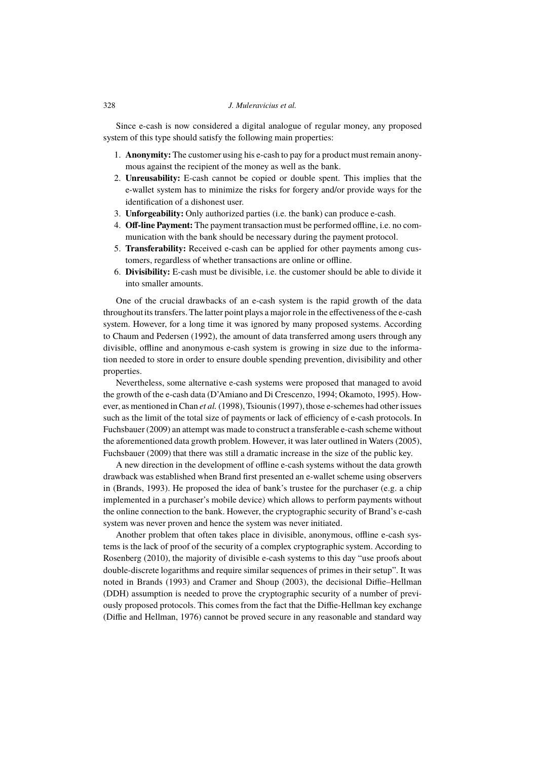Since e-cash is now considered a digital analogue of regular money, any proposed system of this type should satisfy the following main properties:

1. **Anonymity:** The customer using his e-cash to pay for a product must remain anonymous against the recipient of the money as well as the bank.
2. **Unreusability:** E-cash cannot be copied or double spent. This implies that the e-wallet system has to minimize the risks for forgery and/or provide ways for the identification of a dishonest user.
3. **Unforgeability:** Only authorized parties (i.e. the bank) can produce e-cash.
4. **Off-line Payment:** The payment transaction must be performed offline, i.e. no communication with the bank should be necessary during the payment protocol.
5. **Transferability:** Received e-cash can be applied for other payments among customers, regardless of whether transactions are online or offline.
6. **Divisibility:** E-cash must be divisible, i.e. the customer should be able to divide it into smaller amounts.

One of the crucial drawbacks of an e-cash system is the rapid growth of the data throughout its transfers. The latter point plays a major role in the effectiveness of the e-cash system. However, for a long time it was ignored by many proposed systems. According to Chaum and Pedersen (1992), the amount of data transferred among users through any divisible, offline and anonymous e-cash system is growing in size due to the information needed to store in order to ensure double spending prevention, divisibility and other properties.

Nevertheless, some alternative e-cash systems were proposed that managed to avoid the growth of the e-cash data (D'Amiano and Di Crescenzo, 1994; Okamoto, 1995). However, as mentioned in Chan *et al.* (1998), Tsiounis (1997), those e-schemes had other issues such as the limit of the total size of payments or lack of efficiency of e-cash protocols. In Fuchsbauer (2009) an attempt was made to construct a transferable e-cash scheme without the aforementioned data growth problem. However, it was later outlined in Waters (2005), Fuchsbauer (2009) that there was still a dramatic increase in the size of the public key.

A new direction in the development of offline e-cash systems without the data growth drawback was established when Brand first presented an e-wallet scheme using observers in (Brands, 1993). He proposed the idea of bank's trustee for the purchaser (e.g. a chip implemented in a purchaser's mobile device) which allows to perform payments without the online connection to the bank. However, the cryptographic security of Brand's e-cash system was never proven and hence the system was never initiated.

Another problem that often takes place in divisible, anonymous, offline e-cash systems is the lack of proof of the security of a complex cryptographic system. According to Rosenberg (2010), the majority of divisible e-cash systems to this day "use proofs about double-discrete logarithms and require similar sequences of primes in their setup". It was noted in Brands (1993) and Cramer and Shoup (2003), the decisional Diffie–Hellman (DDH) assumption is needed to prove the cryptographic security of a number of previously proposed protocols. This comes from the fact that the Diffie-Hellman key exchange (Diffie and Hellman, 1976) cannot be proved secure in any reasonable and standard way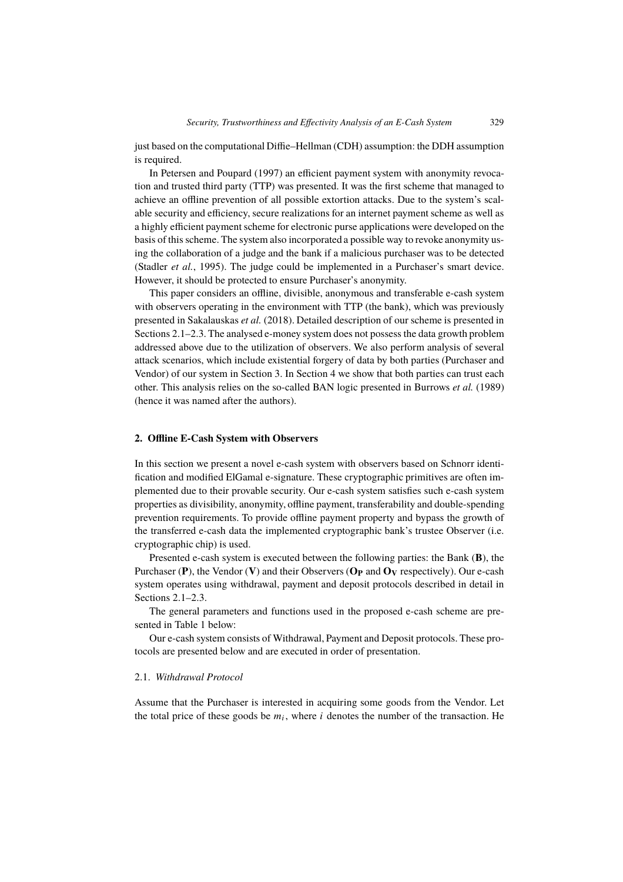just based on the computational Diffie–Hellman (CDH) assumption: the DDH assumption is required.

In Petersen and Poupard (1997) an efficient payment system with anonymity revocation and trusted third party (TTP) was presented. It was the first scheme that managed to achieve an offline prevention of all possible extortion attacks. Due to the system's scalable security and efficiency, secure realizations for an internet payment scheme as well as a highly efficient payment scheme for electronic purse applications were developed on the basis of this scheme. The system also incorporated a possible way to revoke anonymity using the collaboration of a judge and the bank if a malicious purchaser was to be detected (Stadler *et al.*, 1995). The judge could be implemented in a Purchaser's smart device. However, it should be protected to ensure Purchaser's anonymity.

This paper considers an offline, divisible, anonymous and transferable e-cash system with observers operating in the environment with TTP (the bank), which was previously presented in Sakalauskas *et al.* (2018). Detailed description of our scheme is presented in Sections 2.1–2.3. The analysed e-money system does not possess the data growth problem addressed above due to the utilization of observers. We also perform analysis of several attack scenarios, which include existential forgery of data by both parties (Purchaser and Vendor) of our system in Section 3. In Section 4 we show that both parties can trust each other. This analysis relies on the so-called BAN logic presented in Burrows *et al.* (1989) (hence it was named after the authors).

## 2. Offline E-Cash System with Observers

In this section we present a novel e-cash system with observers based on Schnorr identification and modified ElGamal e-signature. These cryptographic primitives are often implemented due to their provable security. Our e-cash system satisfies such e-cash system properties as divisibility, anonymity, offline payment, transferability and double-spending prevention requirements. To provide offline payment property and bypass the growth of the transferred e-cash data the implemented cryptographic bank's trustee Observer (i.e. cryptographic chip) is used.

Presented e-cash system is executed between the following parties: the Bank (**B**), the Purchaser (**P**), the Vendor (**V**) and their Observers ($\mathbf{O_P}$ and $\mathbf{O_V}$ respectively). Our e-cash system operates using withdrawal, payment and deposit protocols described in detail in Sections 2.1–2.3.

The general parameters and functions used in the proposed e-cash scheme are presented in Table 1 below:

Our e-cash system consists of Withdrawal, Payment and Deposit protocols. These protocols are presented below and are executed in order of presentation.

### 2.1. *Withdrawal Protocol*

Assume that the Purchaser is interested in acquiring some goods from the Vendor. Let the total price of these goods be $m_i$, where $i$ denotes the number of the transaction. He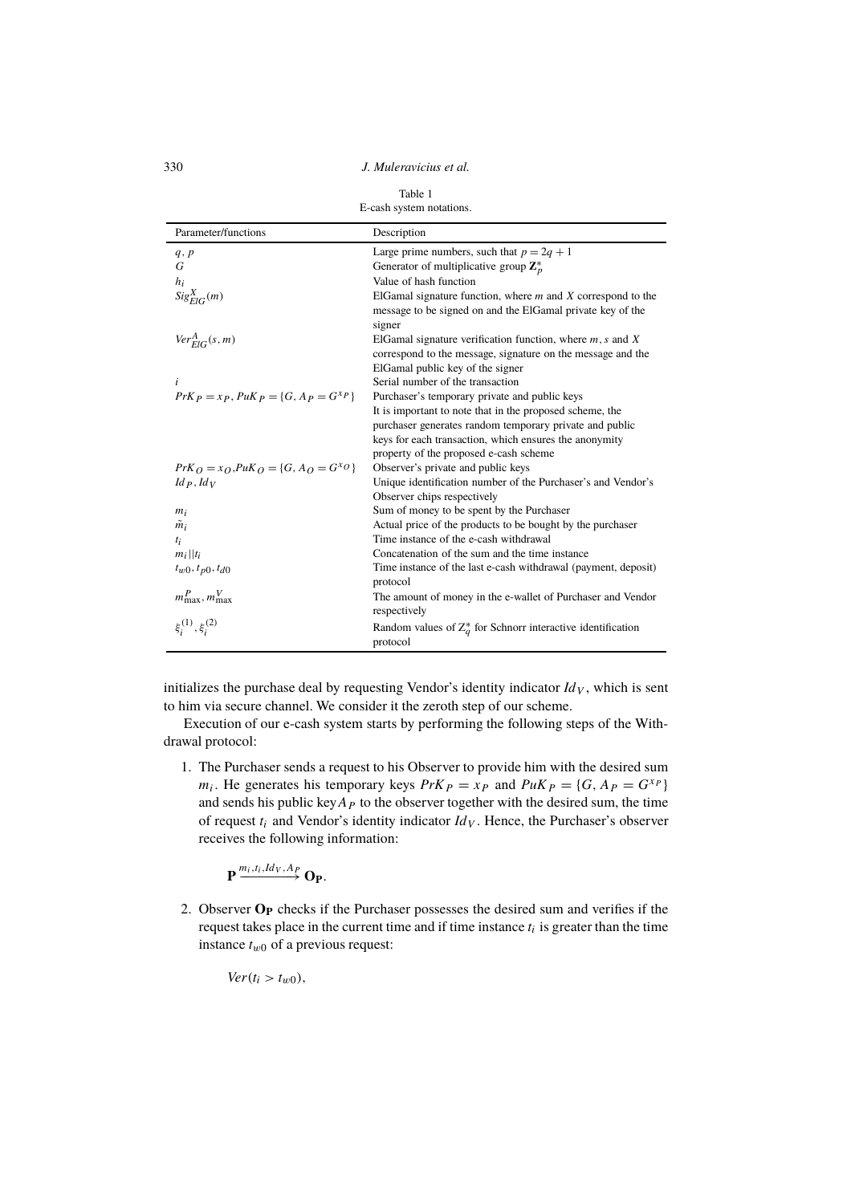Table 1
E-cash system notations.

| Parameter/functions | Description |
|---|---|
| $q, p$ | Large prime numbers, such that $p = 2q + 1$ |
| $G$ | Generator of multiplicative group $\mathbf{Z}_p^*$ |
| $h_i$ | Value of hash function |
| $Sig_{ElG}^{X}(m)$ | ElGamal signature function, where $m$ and $X$ correspond to the message to be signed on and the ElGamal private key of the signer |
| $Ver_{ElG}^{A}(s, m)$ | ElGamal signature verification function, where $m$, $s$ and $X$ correspond to the message, signature on the message and the ElGamal public key of the signer |
| $i$ | Serial number of the transaction |
| $PrK_P = x_P$, $PuK_P = \{G, A_P = G^{x_P}\}$ | Purchaser's temporary private and public keys. It is important to note that in the proposed scheme, the purchaser generates random temporary private and public keys for each transaction, which ensures the anonymity property of the proposed e-cash scheme |
| $PrK_O = x_O$, $PuK_O = \{G, A_O = G^{x_O}\}$ | Observer's private and public keys |
| $Id_P, Id_V$ | Unique identification number of the Purchaser's and Vendor's Observer chips respectively |
| $m_i$ | Sum of money to be spent by the Purchaser |
| $\tilde{m}_i$ | Actual price of the products to be bought by the purchaser |
| $t_i$ | Time instance of the e-cash withdrawal |
| $m_i \vert\vert t_i$ | Concatenation of the sum and the time instance |
| $t_{w0}, t_{p0}, t_{d0}$ | Time instance of the last e-cash withdrawal (payment, deposit) protocol |
| $m_{\max}^{P}, m_{\max}^{V}$ | The amount of money in the e-wallet of Purchaser and Vendor respectively |
| $\xi_i^{(1)}, \xi_i^{(2)}$ | Random values of $\mathbb{Z}_q^*$ for Schnorr interactive identification protocol |

initializes the purchase deal by requesting Vendor's identity indicator $Id_V$, which is sent to him via secure channel. We consider it the zeroth step of our scheme.

Execution of our e-cash system starts by performing the following steps of the Withdrawal protocol:

1. The Purchaser sends a request to his Observer to provide him with the desired sum $m_i$. He generates his temporary keys $PrK_P = x_P$ and $PuK_P = \{G, A_P = G^{x_P}\}$ and sends his public key $A_P$ to the observer together with the desired sum, the time of request $t_i$ and Vendor's identity indicator $Id_V$. Hence, the Purchaser's observer receives the following information:

$$\mathbf{P} \xrightarrow{m_i, t_i, Id_V, A_P} \mathbf{O_P}.$$

2. Observer $\mathbf{O_P}$ checks if the Purchaser possesses the desired sum and verifies if the request takes place in the current time and if time instance $t_i$ is greater than the time instance $t_{w0}$ of a previous request:

$$Ver(t_i > t_{w0}),$$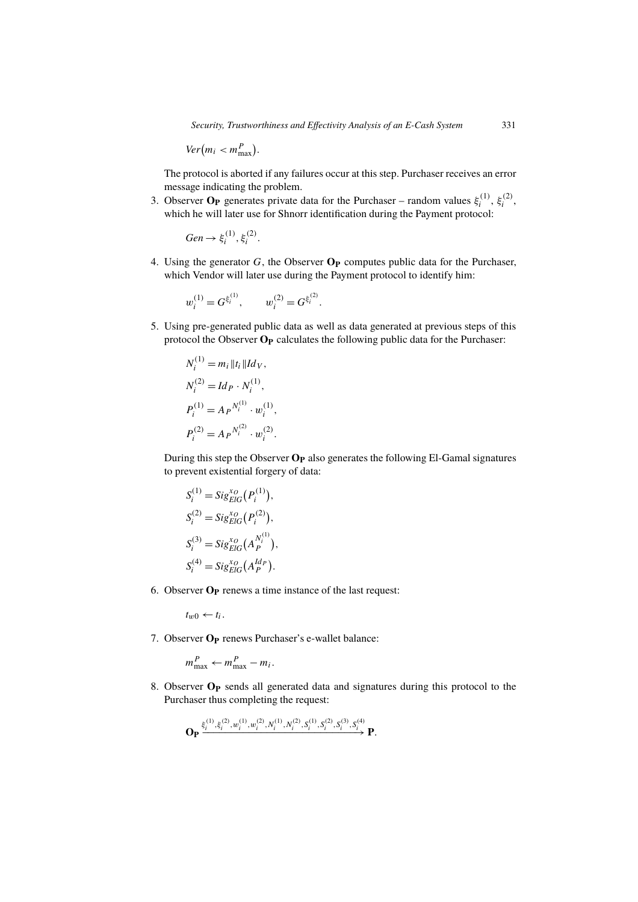$$Ver\big(m_i < m^P_{\max}\big).$$

The protocol is aborted if any failures occur at this step. Purchaser receives an error message indicating the problem.

3. Observer $\mathbf{O_P}$ generates private data for the Purchaser – random values $\xi_i^{(1)}$, $\xi_i^{(2)}$, which he will later use for Shnorr identification during the Payment protocol:

$$Gen \rightarrow \xi_i^{(1)}, \xi_i^{(2)}.$$

4. Using the generator $G$, the Observer $\mathbf{O_P}$ computes public data for the Purchaser, which Vendor will later use during the Payment protocol to identify him:

$$w_i^{(1)} = G^{\xi_i^{(1)}}, \qquad w_i^{(2)} = G^{\xi_i^{(2)}}.$$

5. Using pre-generated public data as well as data generated at previous steps of this protocol the Observer $\mathbf{O_P}$ calculates the following public data for the Purchaser:

$$N_i^{(1)} = m_i \| t_i \| Id_V,$$
$$N_i^{(2)} = Id_P \cdot N_i^{(1)},$$
$$P_i^{(1)} = {A_P}^{N_i^{(1)}} \cdot w_i^{(1)},$$
$$P_i^{(2)} = {A_P}^{N_i^{(2)}} \cdot w_i^{(2)}.$$

During this step the Observer $\mathbf{O_P}$ also generates the following El-Gamal signatures to prevent existential forgery of data:

$$S_i^{(1)} = Sig_{ElG}^{x_O}\big(P_i^{(1)}\big),$$
$$S_i^{(2)} = Sig_{ElG}^{x_O}\big(P_i^{(2)}\big),$$
$$S_i^{(3)} = Sig_{ElG}^{x_O}\big(A_P^{N_i^{(1)}}\big),$$
$$S_i^{(4)} = Sig_{ElG}^{x_O}\big(A_P^{Id_P}\big).$$

6. Observer $\mathbf{O_P}$ renews a time instance of the last request:

$$t_{w0} \leftarrow t_i.$$

7. Observer $\mathbf{O_P}$ renews Purchaser's e-wallet balance:

$$m^P_{\max} \leftarrow m^P_{\max} - m_i.$$

8. Observer $\mathbf{O_P}$ sends all generated data and signatures during this protocol to the Purchaser thus completing the request:

$$\mathbf{O_P} \xrightarrow{\xi_i^{(1)},\xi_i^{(2)},w_i^{(1)},w_i^{(2)},N_i^{(1)},N_i^{(2)},S_i^{(1)},S_i^{(2)},S_i^{(3)},S_i^{(4)}} \mathbf{P}.$$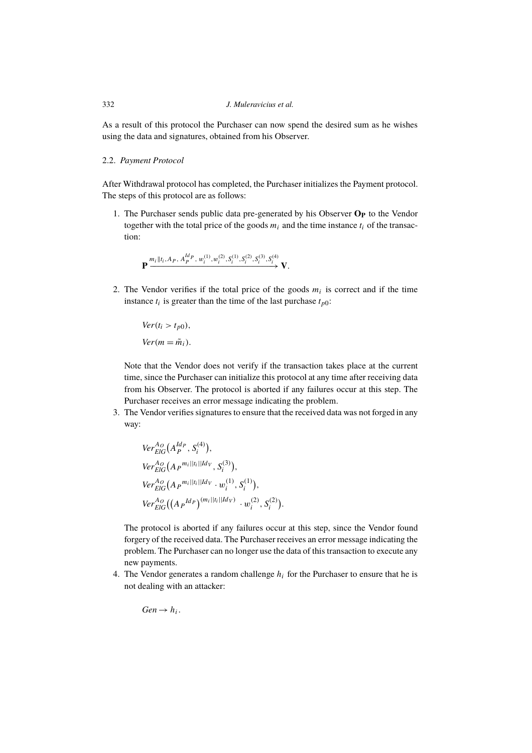As a result of this protocol the Purchaser can now spend the desired sum as he wishes using the data and signatures, obtained from his Observer.

## 2.2. *Payment Protocol*

After Withdrawal protocol has completed, the Purchaser initializes the Payment protocol. The steps of this protocol are as follows:

1. The Purchaser sends public data pre-generated by his Observer $\mathbf{O_P}$ to the Vendor together with the total price of the goods $m_i$ and the time instance $t_i$ of the transaction:

$$\mathbf{P} \xrightarrow{m_i \| t_i, A_P, A_P^{Id_P}, w_i^{(1)}, w_i^{(2)}, S_i^{(1)}, S_i^{(2)}, S_i^{(3)}, S_i^{(4)}} \mathbf{V}.$$

2. The Vendor verifies if the total price of the goods $m_i$ is correct and if the time instance $t_i$ is greater than the time of the last purchase $t_{p0}$:

$$Ver(t_i > t_{p0}),$$
$$Ver(m = \tilde{m}_i).$$

   Note that the Vendor does not verify if the transaction takes place at the current time, since the Purchaser can initialize this protocol at any time after receiving data from his Observer. The protocol is aborted if any failures occur at this step. The Purchaser receives an error message indicating the problem.

3. The Vendor verifies signatures to ensure that the received data was not forged in any way:

$$Ver_{ElG}^{A_O}\big(A_P^{Id_P}, S_i^{(4)}\big),$$
$$Ver_{ElG}^{A_O}\big({A_P}^{m_i||t_i||Id_V}, S_i^{(3)}\big),$$
$$Ver_{ElG}^{A_O}\big({A_P}^{m_i||t_i||Id_V} \cdot w_i^{(1)}, S_i^{(1)}\big),$$
$$Ver_{ElG}^{A_O}\big(\big({A_P}^{Id_P}\big)^{(m_i||t_i||Id_V)} \cdot w_i^{(2)}, S_i^{(2)}\big).$$

   The protocol is aborted if any failures occur at this step, since the Vendor found forgery of the received data. The Purchaser receives an error message indicating the problem. The Purchaser can no longer use the data of this transaction to execute any new payments.

4. The Vendor generates a random challenge $h_i$ for the Purchaser to ensure that he is not dealing with an attacker:

$$Gen \rightarrow h_i.$$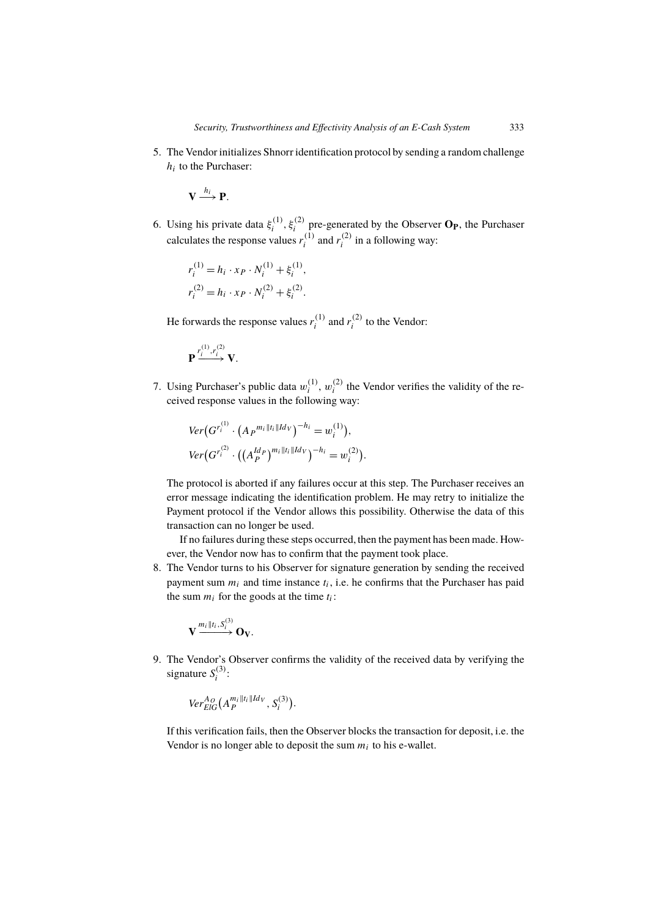5. The Vendor initializes Shnorr identification protocol by sending a random challenge $h_i$ to the Purchaser:

$$\mathbf{V} \xrightarrow{h_i} \mathbf{P}.$$

6. Using his private data $\xi_i^{(1)}, \xi_i^{(2)}$ pre-generated by the Observer $\mathbf{O_P}$, the Purchaser calculates the response values $r_i^{(1)}$ and $r_i^{(2)}$ in a following way:

$$r_i^{(1)} = h_i \cdot x_P \cdot N_i^{(1)} + \xi_i^{(1)},$$
$$r_i^{(2)} = h_i \cdot x_P \cdot N_i^{(2)} + \xi_i^{(2)}.$$

   He forwards the response values $r_i^{(1)}$ and $r_i^{(2)}$ to the Vendor:

$$\mathbf{P} \xrightarrow{r_i^{(1)}, r_i^{(2)}} \mathbf{V}.$$

7. Using Purchaser's public data $w_i^{(1)}$, $w_i^{(2)}$ the Vendor verifies the validity of the received response values in the following way:

$$Ver\big(G^{r_i^{(1)}} \cdot \big(A_P{}^{m_i \| t_i \| Id_V}\big)^{-h_i} = w_i^{(1)}\big),$$
$$Ver\big(G^{r_i^{(2)}} \cdot \big(\big(A_P^{Id_P}\big)^{m_i \| t_i \| Id_V}\big)^{-h_i} = w_i^{(2)}\big).$$

   The protocol is aborted if any failures occur at this step. The Purchaser receives an error message indicating the identification problem. He may retry to initialize the Payment protocol if the Vendor allows this possibility. Otherwise the data of this transaction can no longer be used.

   If no failures during these steps occurred, then the payment has been made. However, the Vendor now has to confirm that the payment took place.

8. The Vendor turns to his Observer for signature generation by sending the received payment sum $m_i$ and time instance $t_i$, i.e. he confirms that the Purchaser has paid the sum $m_i$ for the goods at the time $t_i$:

$$\mathbf{V} \xrightarrow{m_i \| t_i, S_i^{(3)}} \mathbf{O_V}.$$

9. The Vendor's Observer confirms the validity of the received data by verifying the signature $S_i^{(3)}$:

$$Ver_{ElG}^{A_O}\big(A_P^{m_i \| t_i \| Id_V}, S_i^{(3)}\big).$$

   If this verification fails, then the Observer blocks the transaction for deposit, i.e. the Vendor is no longer able to deposit the sum $m_i$ to his e-wallet.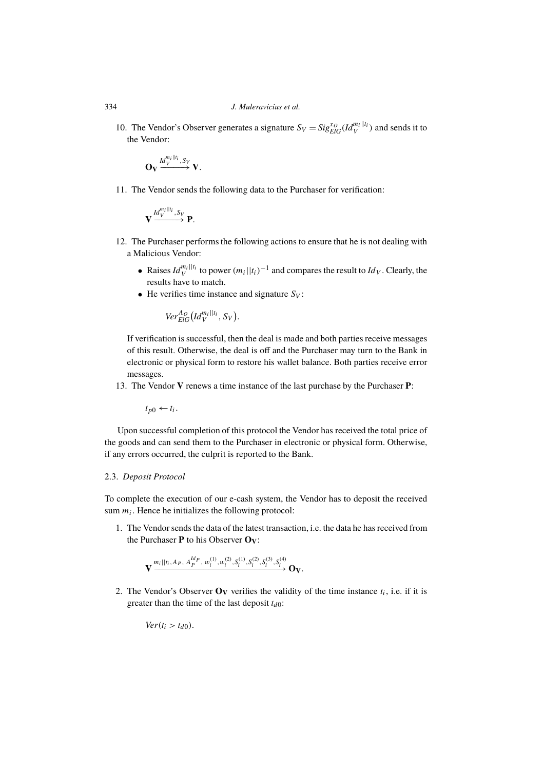10. The Vendor's Observer generates a signature $S_V = Sig^{x_O}_{ElG}(Id_V^{m_i \| t_i})$ and sends it to the Vendor:

$$\mathbf{O_V} \xrightarrow{Id_V^{m_i \| t_i}, S_V} \mathbf{V}.$$

11. The Vendor sends the following data to the Purchaser for verification:

$$\mathbf{V} \xrightarrow{Id_V^{m_i || t_i}, S_V} \mathbf{P}.$$

12. The Purchaser performs the following actions to ensure that he is not dealing with a Malicious Vendor:

    - Raises $Id_V^{m_i || t_i}$ to power $(m_i || t_i)^{-1}$ and compares the result to $Id_V$. Clearly, the results have to match.
    - He verifies time instance and signature $S_V$:

    $$Ver^{A_O}_{ElG}\big(Id_V^{m_i || t_i}, S_V\big).$$

    If verification is successful, then the deal is made and both parties receive messages of this result. Otherwise, the deal is off and the Purchaser may turn to the Bank in electronic or physical form to restore his wallet balance. Both parties receive error messages.

13. The Vendor **V** renews a time instance of the last purchase by the Purchaser **P**:

$$t_{p0} \leftarrow t_i.$$

Upon successful completion of this protocol the Vendor has received the total price of the goods and can send them to the Purchaser in electronic or physical form. Otherwise, if any errors occurred, the culprit is reported to the Bank.

### 2.3. *Deposit Protocol*

To complete the execution of our e-cash system, the Vendor has to deposit the received sum $m_i$. Hence he initializes the following protocol:

1. The Vendor sends the data of the latest transaction, i.e. the data he has received from the Purchaser **P** to his Observer $\mathbf{O_V}$:

$$\mathbf{V} \xrightarrow{m_i || t_i, A_P,\ A_P^{Id_P},\ w_i^{(1)}, w_i^{(2)}, S_i^{(1)}, S_i^{(2)}, S_i^{(3)}, S_i^{(4)}} \mathbf{O_V}.$$

2. The Vendor's Observer $\mathbf{O_V}$ verifies the validity of the time instance $t_i$, i.e. if it is greater than the time of the last deposit $t_{d0}$:

$$Ver(t_i > t_{d0}).$$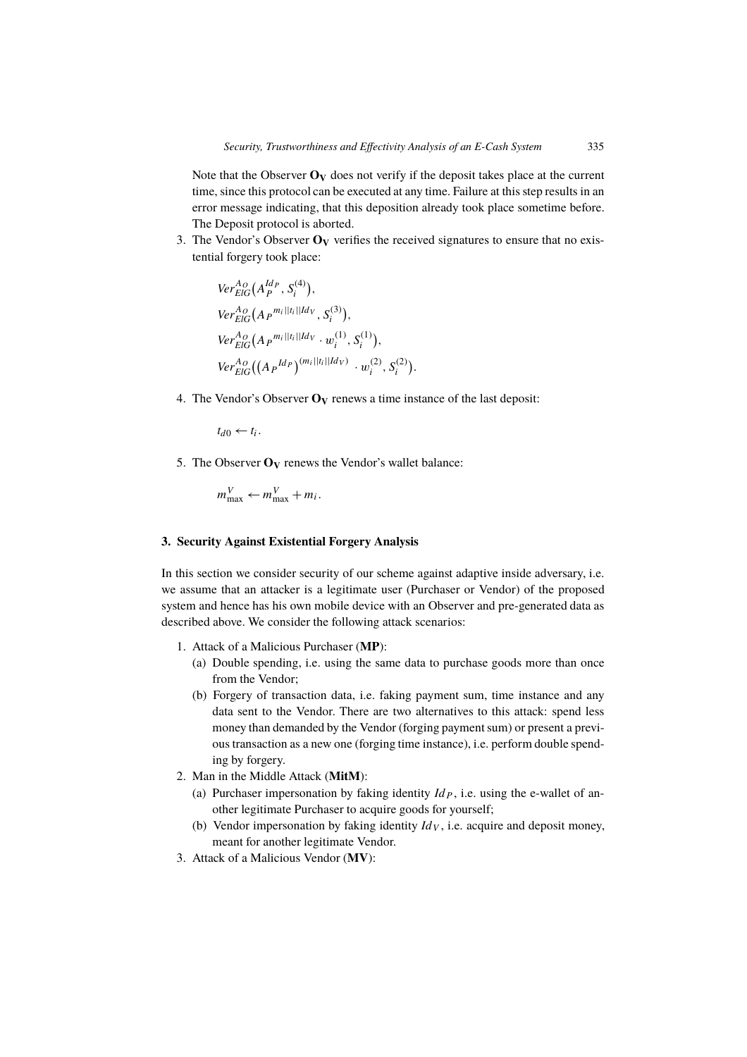Note that the Observer $\mathbf{O_V}$ does not verify if the deposit takes place at the current time, since this protocol can be executed at any time. Failure at this step results in an error message indicating, that this deposition already took place sometime before. The Deposit protocol is aborted.

3. The Vendor's Observer $\mathbf{O_V}$ verifies the received signatures to ensure that no existential forgery took place:

$$Ver_{ElG}^{A_O}\big(A_P^{Id_P}, S_i^{(4)}\big),$$
$$Ver_{ElG}^{A_O}\big({A_P}^{m_i||t_i||Id_V}, S_i^{(3)}\big),$$
$$Ver_{ElG}^{A_O}\big({A_P}^{m_i||t_i||Id_V} \cdot w_i^{(1)}, S_i^{(1)}\big),$$
$$Ver_{ElG}^{A_O}\big(\big({A_P}^{Id_P}\big)^{(m_i||t_i||Id_V)} \cdot w_i^{(2)}, S_i^{(2)}\big).$$

4. The Vendor's Observer $\mathbf{O_V}$ renews a time instance of the last deposit:

$$t_{d0} \leftarrow t_i.$$

5. The Observer $\mathbf{O_V}$ renews the Vendor's wallet balance:

$$m_{\max}^V \leftarrow m_{\max}^V + m_i.$$

## 3. Security Against Existential Forgery Analysis

In this section we consider security of our scheme against adaptive inside adversary, i.e. we assume that an attacker is a legitimate user (Purchaser or Vendor) of the proposed system and hence has his own mobile device with an Observer and pre-generated data as described above. We consider the following attack scenarios:

1. Attack of a Malicious Purchaser (**MP**):
   (a) Double spending, i.e. using the same data to purchase goods more than once from the Vendor;
   (b) Forgery of transaction data, i.e. faking payment sum, time instance and any data sent to the Vendor. There are two alternatives to this attack: spend less money than demanded by the Vendor (forging payment sum) or present a previous transaction as a new one (forging time instance), i.e. perform double spending by forgery.
2. Man in the Middle Attack (**MitM**):
   (a) Purchaser impersonation by faking identity $Id_P$, i.e. using the e-wallet of another legitimate Purchaser to acquire goods for yourself;
   (b) Vendor impersonation by faking identity $Id_V$, i.e. acquire and deposit money, meant for another legitimate Vendor.
3. Attack of a Malicious Vendor (**MV**):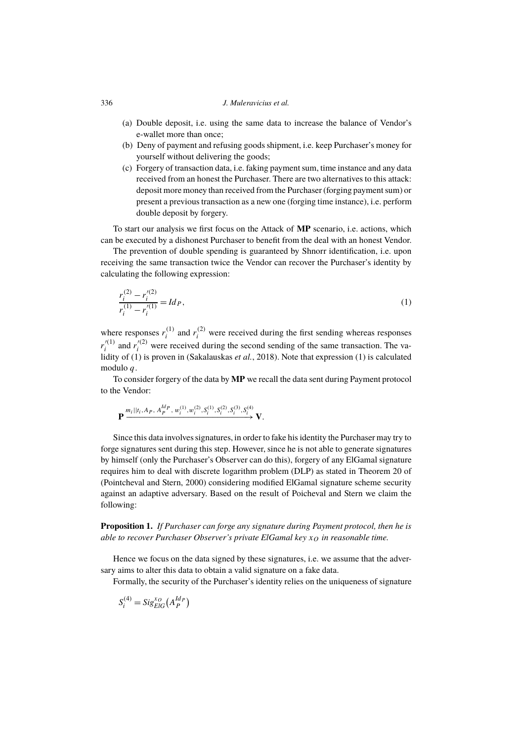(a) Double deposit, i.e. using the same data to increase the balance of Vendor's e-wallet more than once;
(b) Deny of payment and refusing goods shipment, i.e. keep Purchaser's money for yourself without delivering the goods;
(c) Forgery of transaction data, i.e. faking payment sum, time instance and any data received from an honest the Purchaser. There are two alternatives to this attack: deposit more money than received from the Purchaser (forging payment sum) or present a previous transaction as a new one (forging time instance), i.e. perform double deposit by forgery.

To start our analysis we first focus on the Attack of **MP** scenario, i.e. actions, which can be executed by a dishonest Purchaser to benefit from the deal with an honest Vendor.

The prevention of double spending is guaranteed by Shnorr identification, i.e. upon receiving the same transaction twice the Vendor can recover the Purchaser's identity by calculating the following expression:

$$\frac{r_i^{(2)} - r_i'^{(2)}}{r_i^{(1)} - r_i'^{(1)}} = Id_P, \tag{1}$$

where responses $r_i^{(1)}$ and $r_i^{(2)}$ were received during the first sending whereas responses $r_i'^{(1)}$ and $r_i'^{(2)}$ were received during the second sending of the same transaction. The validity of (1) is proven in (Sakalauskas *et al.*, 2018). Note that expression (1) is calculated modulo $q$.

To consider forgery of the data by **MP** we recall the data sent during Payment protocol to the Vendor:

$$\mathbf{P} \xrightarrow{m_i||t_i,\, A_P,\, A_P^{Id_P},\, w_i^{(1)}, w_i^{(2)}, S_i^{(1)}, S_i^{(2)}, S_i^{(3)}, S_i^{(4)}} \mathbf{V}.$$

Since this data involves signatures, in order to fake his identity the Purchaser may try to forge signatures sent during this step. However, since he is not able to generate signatures by himself (only the Purchaser's Observer can do this), forgery of any ElGamal signature requires him to deal with discrete logarithm problem (DLP) as stated in Theorem 20 of (Pointcheval and Stern, 2000) considering modified ElGamal signature scheme security against an adaptive adversary. Based on the result of Poicheval and Stern we claim the following:

**Proposition 1.** *If Purchaser can forge any signature during Payment protocol, then he is able to recover Purchaser Observer's private ElGamal key $x_O$ in reasonable time.*

Hence we focus on the data signed by these signatures, i.e. we assume that the adversary aims to alter this data to obtain a valid signature on a fake data.

Formally, the security of the Purchaser's identity relies on the uniqueness of signature

$$S_i^{(4)} = Sig_{ElG}^{x_O}\big(A_P^{Id_P}\big)$$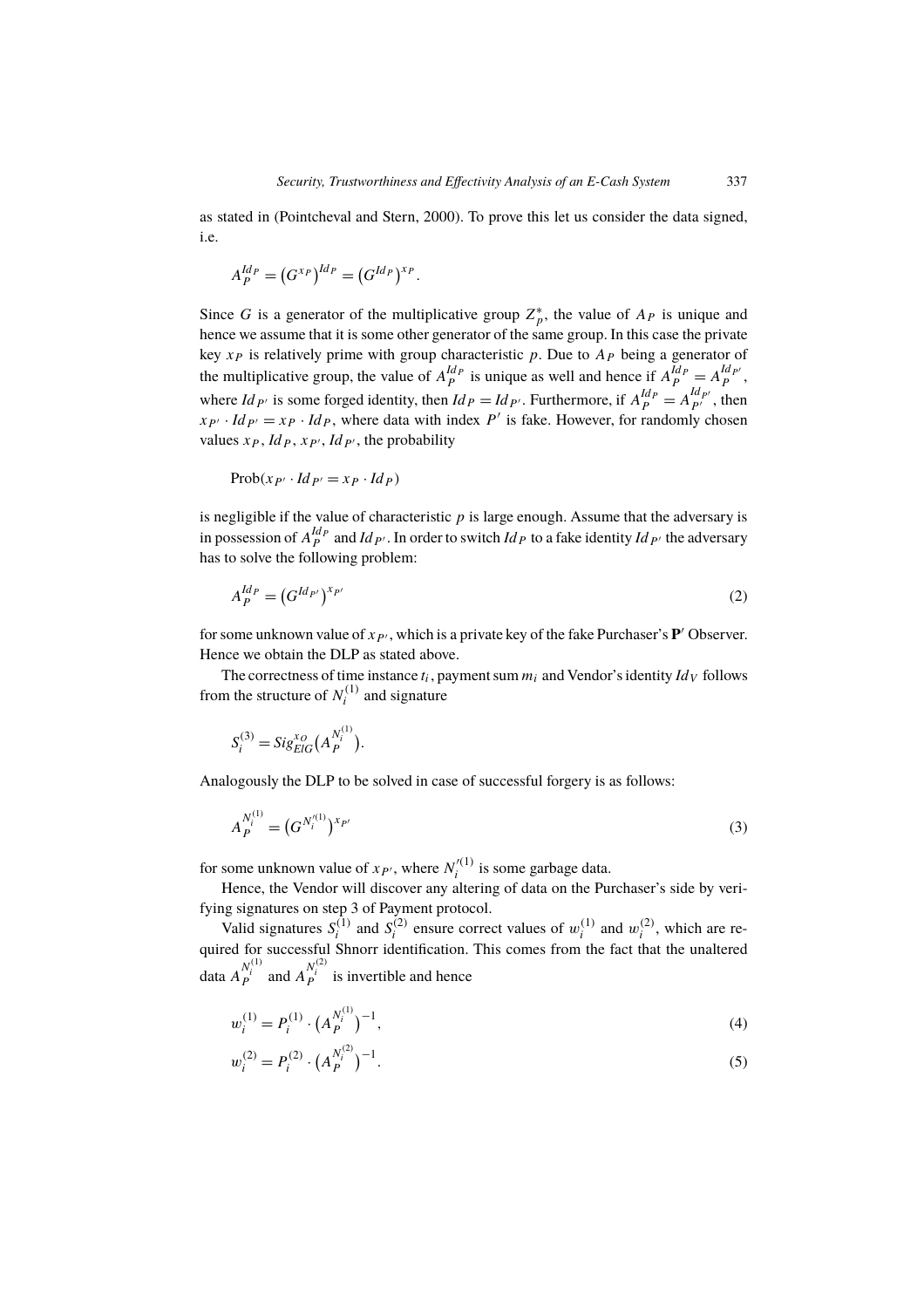as stated in (Pointcheval and Stern, 2000). To prove this let us consider the data signed, i.e.

$$A_P^{Id_P} = \left(G^{x_P}\right)^{Id_P} = \left(G^{Id_P}\right)^{x_P}.$$

Since $G$ is a generator of the multiplicative group $Z_p^*$, the value of $A_P$ is unique and hence we assume that it is some other generator of the same group. In this case the private key $x_P$ is relatively prime with group characteristic $p$. Due to $A_P$ being a generator of the multiplicative group, the value of $A_P^{Id_P}$ is unique as well and hence if $A_P^{Id_P} = A_P^{Id_{P'}}$, where $Id_{P'}$ is some forged identity, then $Id_P = Id_{P'}$. Furthermore, if $A_P^{Id_P} = A_{P'}^{Id_{P'}}$, then $x_{P'} \cdot Id_{P'} = x_P \cdot Id_P$, where data with index $P'$ is fake. However, for randomly chosen values $x_P, Id_P, x_{P'}, Id_{P'}$, the probability

$$\mathrm{Prob}(x_{P'} \cdot Id_{P'} = x_P \cdot Id_P)$$

is negligible if the value of characteristic $p$ is large enough. Assume that the adversary is in possession of $A_P^{Id_P}$ and $Id_{P'}$. In order to switch $Id_P$ to a fake identity $Id_{P'}$ the adversary has to solve the following problem:

$$A_P^{Id_P} = \left(G^{Id_{P'}}\right)^{x_{P'}} \tag{2}$$

for some unknown value of $x_{P'}$, which is a private key of the fake Purchaser's $\mathbf{P}'$ Observer. Hence we obtain the DLP as stated above.

The correctness of time instance $t_i$, payment sum $m_i$ and Vendor's identity $Id_V$ follows from the structure of $N_i^{(1)}$ and signature

$$S_i^{(3)} = Sig_{ElG}^{x_O}\left(A_P^{N_i^{(1)}}\right).$$

Analogously the DLP to be solved in case of successful forgery is as follows:

$$A_P^{N_i^{(1)}} = \left(G^{N_i'^{(1)}}\right)^{x_{P'}} \tag{3}$$

for some unknown value of $x_{P'}$, where $N_i'^{(1)}$ is some garbage data.

Hence, the Vendor will discover any altering of data on the Purchaser's side by verifying signatures on step 3 of Payment protocol.

Valid signatures $S_i^{(1)}$ and $S_i^{(2)}$ ensure correct values of $w_i^{(1)}$ and $w_i^{(2)}$, which are required for successful Shnorr identification. This comes from the fact that the unaltered data $A_P^{N_i^{(1)}}$ and $A_P^{N_i^{(2)}}$ is invertible and hence

$$w_i^{(1)} = P_i^{(1)} \cdot \left(A_P^{N_i^{(1)}}\right)^{-1}, \tag{4}$$

$$w_i^{(2)} = P_i^{(2)} \cdot \left(A_P^{N_i^{(2)}}\right)^{-1}. \tag{5}$$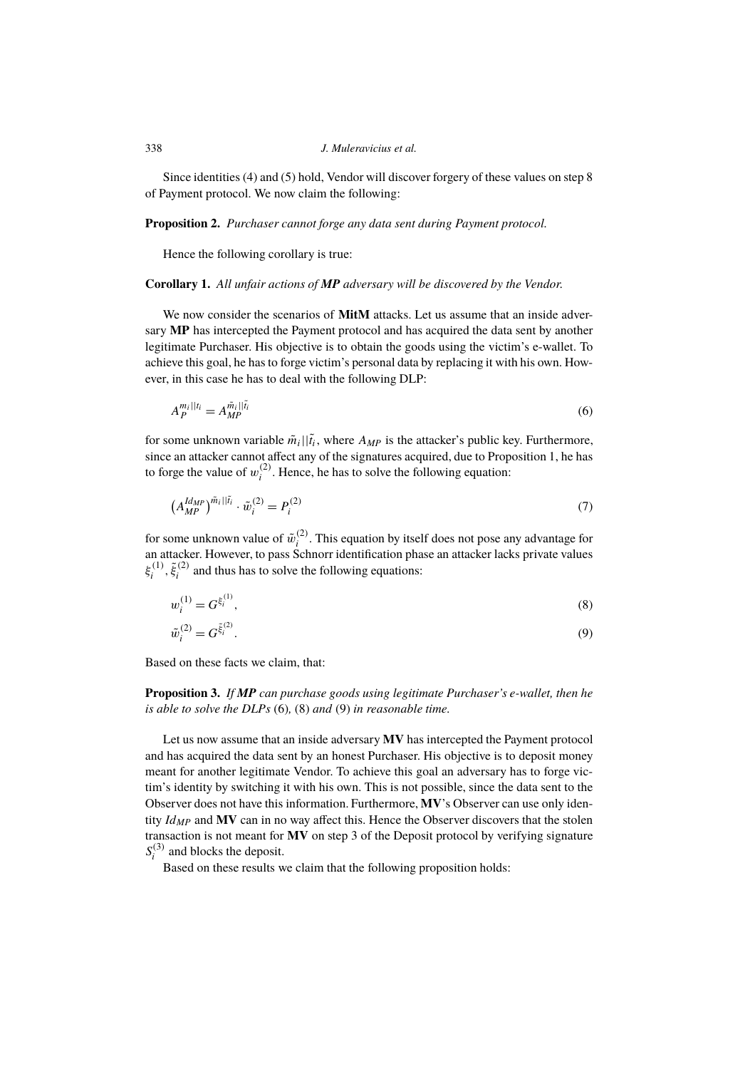Since identities (4) and (5) hold, Vendor will discover forgery of these values on step 8 of Payment protocol. We now claim the following:

**Proposition 2.** *Purchaser cannot forge any data sent during Payment protocol.*

Hence the following corollary is true:

**Corollary 1.** *All unfair actions of* ***MP*** *adversary will be discovered by the Vendor.*

We now consider the scenarios of **MitM** attacks. Let us assume that an inside adversary **MP** has intercepted the Payment protocol and has acquired the data sent by another legitimate Purchaser. His objective is to obtain the goods using the victim's e-wallet. To achieve this goal, he has to forge victim's personal data by replacing it with his own. However, in this case he has to deal with the following DLP:

$$A_P^{m_i||t_i} = A_{MP}^{\tilde{m}_i||\tilde{t}_i} \tag{6}$$

for some unknown variable $\tilde{m}_i||\tilde{t}_i$, where $A_{MP}$ is the attacker's public key. Furthermore, since an attacker cannot affect any of the signatures acquired, due to Proposition 1, he has to forge the value of $w_i^{(2)}$. Hence, he has to solve the following equation:

$$\left(A_{MP}^{Id_{MP}}\right)^{\tilde{m}_i||\tilde{t}_i} \cdot \tilde{w}_i^{(2)} = P_i^{(2)} \tag{7}$$

for some unknown value of $\tilde{w}_i^{(2)}$. This equation by itself does not pose any advantage for an attacker. However, to pass Schnorr identification phase an attacker lacks private values $\xi_i^{(1)}, \tilde{\xi}_i^{(2)}$ and thus has to solve the following equations:

$$w_i^{(1)} = G^{\xi_i^{(1)}}, \tag{8}$$

$$\tilde{w}_i^{(2)} = G^{\tilde{\xi}_i^{(2)}}. \tag{9}$$

Based on these facts we claim, that:

**Proposition 3.** *If* ***MP*** *can purchase goods using legitimate Purchaser's e-wallet, then he is able to solve the DLPs* (6)*,* (8) *and* (9) *in reasonable time.*

Let us now assume that an inside adversary **MV** has intercepted the Payment protocol and has acquired the data sent by an honest Purchaser. His objective is to deposit money meant for another legitimate Vendor. To achieve this goal an adversary has to forge victim's identity by switching it with his own. This is not possible, since the data sent to the Observer does not have this information. Furthermore, **MV**'s Observer can use only identity $Id_{MP}$ and **MV** can in no way affect this. Hence the Observer discovers that the stolen transaction is not meant for **MV** on step 3 of the Deposit protocol by verifying signature $S_i^{(3)}$ and blocks the deposit.

Based on these results we claim that the following proposition holds: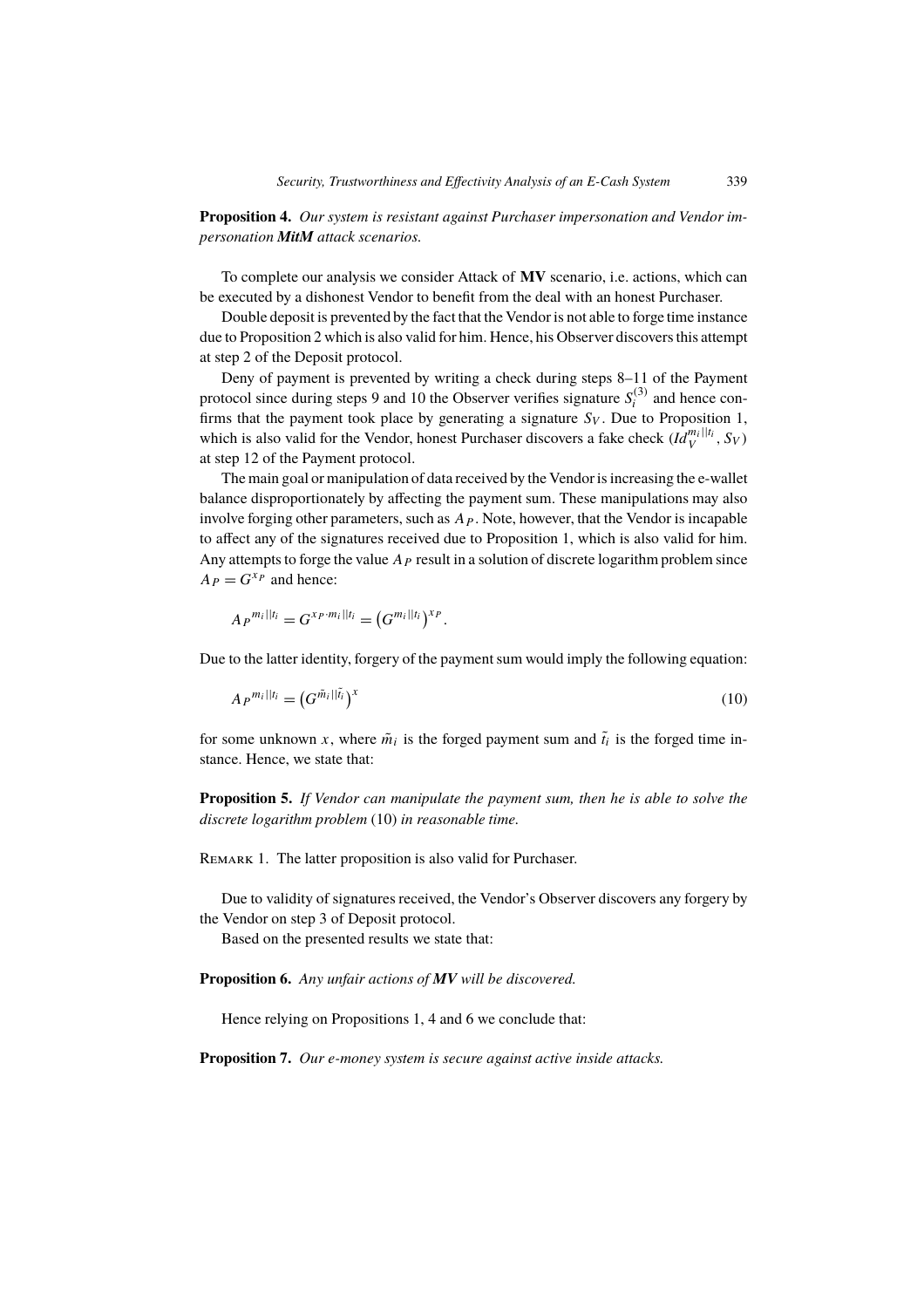**Proposition 4.** *Our system is resistant against Purchaser impersonation and Vendor impersonation **MitM** attack scenarios.*

To complete our analysis we consider Attack of **MV** scenario, i.e. actions, which can be executed by a dishonest Vendor to benefit from the deal with an honest Purchaser.

Double deposit is prevented by the fact that the Vendor is not able to forge time instance due to Proposition 2 which is also valid for him. Hence, his Observer discovers this attempt at step 2 of the Deposit protocol.

Deny of payment is prevented by writing a check during steps 8–11 of the Payment protocol since during steps 9 and 10 the Observer verifies signature $S_i^{(3)}$ and hence confirms that the payment took place by generating a signature $S_V$. Due to Proposition 1, which is also valid for the Vendor, honest Purchaser discovers a fake check $(Id_V^{m_i||t_i}, S_V)$ at step 12 of the Payment protocol.

The main goal or manipulation of data received by the Vendor is increasing the e-wallet balance disproportionately by affecting the payment sum. These manipulations may also involve forging other parameters, such as $A_P$. Note, however, that the Vendor is incapable to affect any of the signatures received due to Proposition 1, which is also valid for him. Any attempts to forge the value $A_P$ result in a solution of discrete logarithm problem since $A_P = G^{x_P}$ and hence:

$$A_P{}^{m_i||t_i} = G^{x_P \cdot m_i||t_i} = \left(G^{m_i||t_i}\right)^{x_P}.$$

Due to the latter identity, forgery of the payment sum would imply the following equation:

$$A_P{}^{m_i||t_i} = \left(G^{\tilde{m}_i||\tilde{t}_i}\right)^{x} \tag{10}$$

for some unknown $x$, where $\tilde{m}_i$ is the forged payment sum and $\tilde{t}_i$ is the forged time instance. Hence, we state that:

**Proposition 5.** *If Vendor can manipulate the payment sum, then he is able to solve the discrete logarithm problem* (10) *in reasonable time.*

Remark 1. The latter proposition is also valid for Purchaser.

Due to validity of signatures received, the Vendor's Observer discovers any forgery by the Vendor on step 3 of Deposit protocol.

Based on the presented results we state that:

**Proposition 6.** *Any unfair actions of **MV** will be discovered.*

Hence relying on Propositions 1, 4 and 6 we conclude that:

**Proposition 7.** *Our e-money system is secure against active inside attacks.*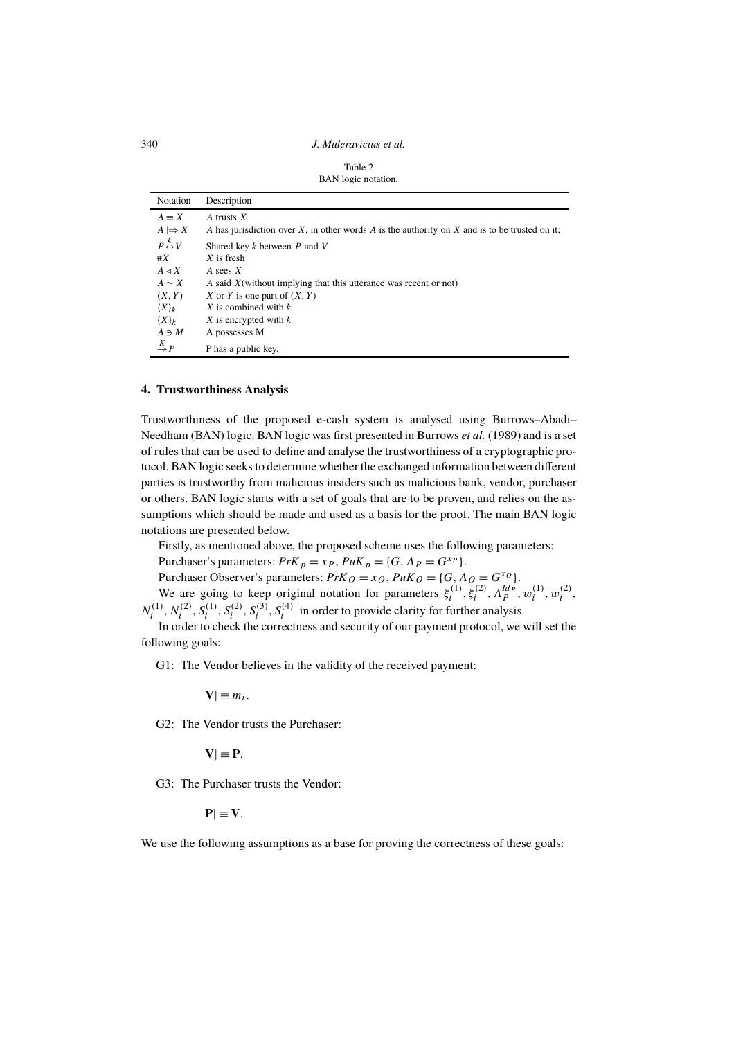Table 2
BAN logic notation.

| Notation | Description |
|---|---|
| $A \mid\equiv X$ | $A$ trusts $X$ |
| $A \mid\Rightarrow X$ | $A$ has jurisdiction over $X$, in other words $A$ is the authority on $X$ and is to be trusted on it; |
| $P \overset{k}{\leftrightarrow} V$ | Shared key $k$ between $P$ and $V$ |
| $\#X$ | $X$ is fresh |
| $A \triangleleft X$ | $A$ sees $X$ |
| $A \mid\sim X$ | $A$ said $X$(without implying that this utterance was recent or not) |
| $(X, Y)$ | $X$ or $Y$ is one part of $(X, Y)$ |
| $\langle X \rangle_k$ | $X$ is combined with $k$ |
| $\{X\}_k$ | $X$ is encrypted with $k$ |
| $A \ni M$ | A possesses M |
| $\overset{K}{\rightarrow} P$ | P has a public key. |

## 4. Trustworthiness Analysis

Trustworthiness of the proposed e-cash system is analysed using Burrows–Abadi–Needham (BAN) logic. BAN logic was first presented in Burrows *et al.* (1989) and is a set of rules that can be used to define and analyse the trustworthiness of a cryptographic protocol. BAN logic seeks to determine whether the exchanged information between different parties is trustworthy from malicious insiders such as malicious bank, vendor, purchaser or others. BAN logic starts with a set of goals that are to be proven, and relies on the assumptions which should be made and used as a basis for the proof. The main BAN logic notations are presented below.

Firstly, as mentioned above, the proposed scheme uses the following parameters:

Purchaser's parameters: $PrK_p = x_P$, $PuK_p = \{G, A_P = G^{x_P}\}$.

Purchaser Observer's parameters: $PrK_O = x_O$, $PuK_O = \{G, A_O = G^{x_O}\}$.

We are going to keep original notation for parameters $\xi_i^{(1)}, \xi_i^{(2)}, A_P^{Id_P}, w_i^{(1)}, w_i^{(2)}, N_i^{(1)}, N_i^{(2)}, S_i^{(1)}, S_i^{(2)}, S_i^{(3)}, S_i^{(4)}$ in order to provide clarity for further analysis.

In order to check the correctness and security of our payment protocol, we will set the following goals:

G1: The Vendor believes in the validity of the received payment:

$$\mathbf{V} \mid\equiv m_i.$$

G2: The Vendor trusts the Purchaser:

$$\mathbf{V} \mid\equiv \mathbf{P}.$$

G3: The Purchaser trusts the Vendor:

$$\mathbf{P} \mid\equiv \mathbf{V}.$$

We use the following assumptions as a base for proving the correctness of these goals: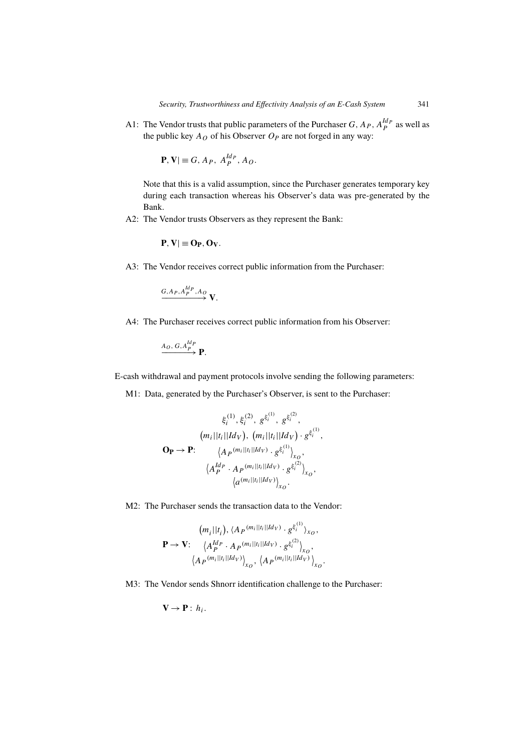A1: The Vendor trusts that public parameters of the Purchaser $G$, $A_P$, $A_P^{Id_P}$ as well as the public key $A_O$ of his Observer $O_P$ are not forged in any way:

$$\mathbf{P}, \mathbf{V} | \equiv G, A_P, \ A_P^{Id_P}, A_O.$$

Note that this is a valid assumption, since the Purchaser generates temporary key during each transaction whereas his Observer's data was pre-generated by the Bank.

A2: The Vendor trusts Observers as they represent the Bank:

$$\mathbf{P}, \mathbf{V} | \equiv \mathbf{O_P}, \mathbf{O_V}.$$

A3: The Vendor receives correct public information from the Purchaser:

$$\xrightarrow{G, A_P, A_P^{Id_P}, A_O} \mathbf{V}.$$

A4: The Purchaser receives correct public information from his Observer:

$$\xrightarrow{A_O,\ G, A_P^{Id_P}} \mathbf{P}.$$

E-cash withdrawal and payment protocols involve sending the following parameters:

M1: Data, generated by the Purchaser's Observer, is sent to the Purchaser:

$$\mathbf{O_P} \rightarrow \mathbf{P}: \quad \begin{gathered} \xi_i^{(1)}, \xi_i^{(2)}, \ g^{\xi_i^{(1)}}, \ g^{\xi_i^{(2)}}, \\ \left(m_i || t_i || Id_V\right), \ \left(m_i || t_i || Id_V\right) \cdot g^{\xi_i^{(1)}}, \\ \left\langle A_P{}^{(m_i || t_i || Id_V)} \cdot g^{\xi_i^{(1)}} \right\rangle_{x_O}, \\ \left\langle A_P^{Id_P} \cdot A_P{}^{(m_i || t_i || Id_V)} \cdot g^{\xi_i^{(2)}} \right\rangle_{x_O}, \\ \left\langle a^{(m_i || t_i || Id_V)} \right\rangle_{x_O}. \end{gathered}$$

M2: The Purchaser sends the transaction data to the Vendor:

$$\mathbf{P} \rightarrow \mathbf{V}: \quad \begin{gathered} \left(m_i || t_i\right), \left\langle A_P{}^{(m_i || t_i || Id_V)} \cdot g^{\xi_i^{(1)}} \right\rangle_{x_O}, \\ \left\langle A_P^{Id_P} \cdot A_P{}^{(m_i || t_i || Id_V)} \cdot g^{\xi_i^{(2)}} \right\rangle_{x_O}, \\ \left\langle A_P{}^{(m_i || t_i || Id_V)} \right\rangle_{x_O}, \ \left\langle A_P{}^{(m_i || t_i || Id_V)} \right\rangle_{x_O}. \end{gathered}$$

M3: The Vendor sends Shnorr identification challenge to the Purchaser:

$$\mathbf{V} \rightarrow \mathbf{P}: \ h_i.$$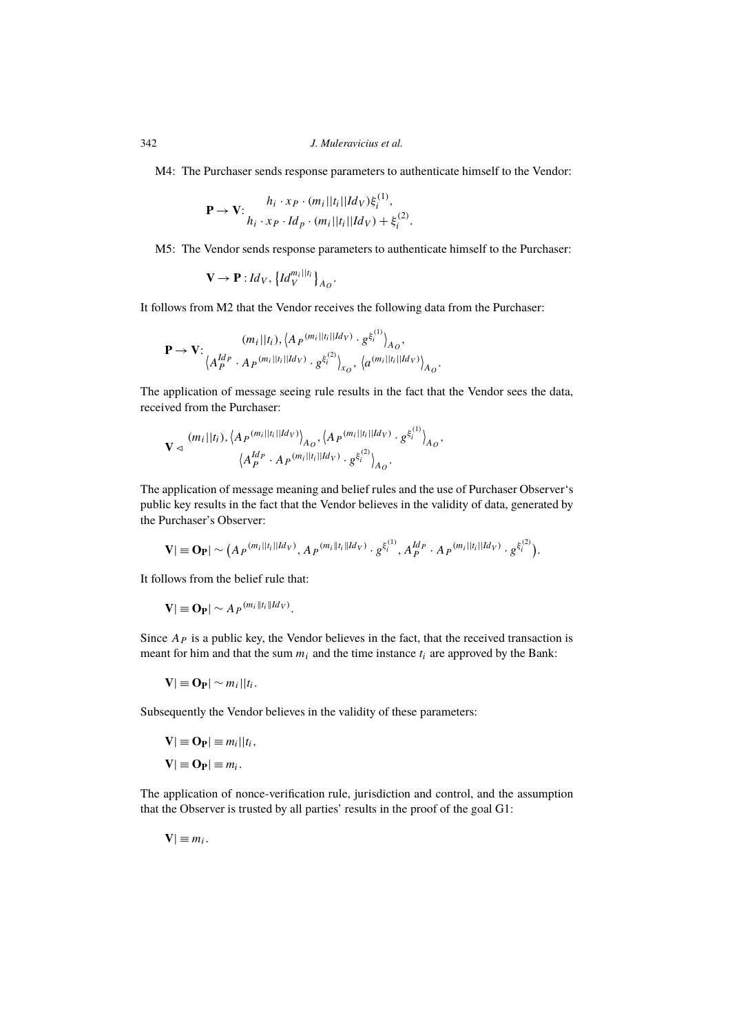M4: The Purchaser sends response parameters to authenticate himself to the Vendor:

$$\mathbf{P} \to \mathbf{V}\text{:} \quad \begin{array}{c} h_i \cdot x_P \cdot (m_i||t_i||Id_V)\xi_i^{(1)}, \\ h_i \cdot x_P \cdot Id_p \cdot (m_i||t_i||Id_V) + \xi_i^{(2)}. \end{array}$$

M5: The Vendor sends response parameters to authenticate himself to the Purchaser:

$$\mathbf{V} \to \mathbf{P} : Id_V, \left\{Id_V^{m_i||t_i}\right\}_{A_O}.$$

It follows from M2 that the Vendor receives the following data from the Purchaser:

$$\mathbf{P} \to \mathbf{V}\text{:} \quad \begin{array}{c} (m_i||t_i), \left\langle A_P{}^{(m_i||t_i||Id_V)} \cdot g^{\xi_i^{(1)}}\right\rangle_{A_O}, \\ \left\langle A_P^{Id_P} \cdot A_P{}^{(m_i||t_i||Id_V)} \cdot g^{\xi_i^{(2)}}\right\rangle_{x_O}, \left\langle a^{(m_i||t_i||Id_V)}\right\rangle_{A_O}. \end{array}$$

The application of message seeing rule results in the fact that the Vendor sees the data, received from the Purchaser:

$$\mathbf{V} \triangleleft \begin{array}{c} (m_i||t_i), \left\langle A_P{}^{(m_i||t_i||Id_V)}\right\rangle_{A_O}, \left\langle A_P{}^{(m_i||t_i||Id_V)} \cdot g^{\xi_i^{(1)}}\right\rangle_{A_O}, \\ \left\langle A_P^{Id_P} \cdot A_P{}^{(m_i||t_i||Id_V)} \cdot g^{\xi_i^{(2)}}\right\rangle_{A_O}. \end{array}$$

The application of message meaning and belief rules and the use of Purchaser Observer's public key results in the fact that the Vendor believes in the validity of data, generated by the Purchaser's Observer:

$$\mathbf{V}| \equiv \mathbf{O_P}| \sim \left(A_P{}^{(m_i||t_i||Id_V)}, A_P{}^{(m_i\|t_i\|Id_V)} \cdot g^{\xi_i^{(1)}}, A_P^{Id_P} \cdot A_P{}^{(m_i||t_i||Id_V)} \cdot g^{\xi_i^{(2)}}\right).$$

It follows from the belief rule that:

$$\mathbf{V}| \equiv \mathbf{O_P}| \sim A_P{}^{(m_i\|t_i\|Id_V)}.$$

Since $A_P$ is a public key, the Vendor believes in the fact, that the received transaction is meant for him and that the sum $m_i$ and the time instance $t_i$ are approved by the Bank:

$$\mathbf{V}| \equiv \mathbf{O_P}| \sim m_i||t_i.$$

Subsequently the Vendor believes in the validity of these parameters:

$$\mathbf{V}| \equiv \mathbf{O_P}| \equiv m_i||t_i,$$

$$\mathbf{V}| \equiv \mathbf{O_P}| \equiv m_i.$$

The application of nonce-verification rule, jurisdiction and control, and the assumption that the Observer is trusted by all parties' results in the proof of the goal G1:

$$\mathbf{V}| \equiv m_i.$$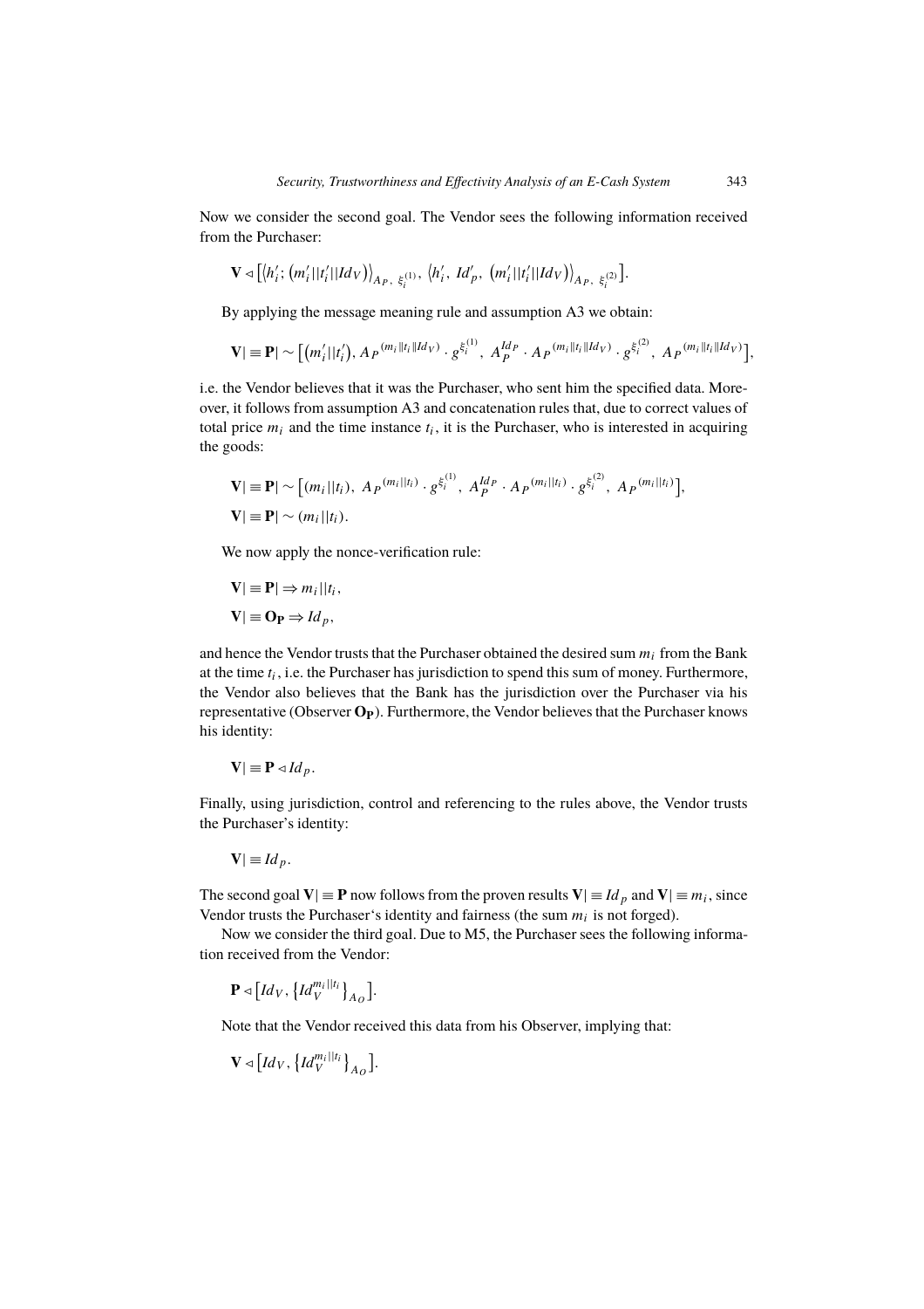Now we consider the second goal. The Vendor sees the following information received from the Purchaser:

$$\mathbf{V} \lhd \left[ \left\langle h_i'; \left(m_i' || t_i' || Id_V\right) \right\rangle_{A_P,\ \xi_i^{(1)}},\ \left\langle h_i',\ Id_p',\ \left(m_i' || t_i' || Id_V\right) \right\rangle_{A_P,\ \xi_i^{(2)}} \right].$$

By applying the message meaning rule and assumption A3 we obtain:

$$\mathbf{V}| \equiv \mathbf{P}| \sim \left[ \left(m_i' || t_i'\right),\ A_P{}^{(m_i \| t_i \| Id_V)} \cdot g^{\xi_i^{(1)}},\ A_P^{Id_P} \cdot A_P{}^{(m_i \| t_i \| Id_V)} \cdot g^{\xi_i^{(2)}},\ A_P{}^{(m_i \| t_i \| Id_V)} \right],$$

i.e. the Vendor believes that it was the Purchaser, who sent him the specified data. Moreover, it follows from assumption A3 and concatenation rules that, due to correct values of total price $m_i$ and the time instance $t_i$, it is the Purchaser, who is interested in acquiring the goods:

$$\mathbf{V}| \equiv \mathbf{P}| \sim \left[ (m_i || t_i),\ A_P{}^{(m_i || t_i)} \cdot g^{\xi_i^{(1)}},\ A_P^{Id_P} \cdot A_P{}^{(m_i || t_i)} \cdot g^{\xi_i^{(2)}},\ A_P{}^{(m_i || t_i)} \right],$$

$$\mathbf{V}| \equiv \mathbf{P}| \sim (m_i || t_i).$$

We now apply the nonce-verification rule:

$$\mathbf{V}| \equiv \mathbf{P}| \Rightarrow m_i || t_i,$$

$$\mathbf{V}| \equiv \mathbf{O_P} \Rightarrow Id_p,$$

and hence the Vendor trusts that the Purchaser obtained the desired sum $m_i$ from the Bank at the time $t_i$, i.e. the Purchaser has jurisdiction to spend this sum of money. Furthermore, the Vendor also believes that the Bank has the jurisdiction over the Purchaser via his representative (Observer $\mathbf{O_P}$). Furthermore, the Vendor believes that the Purchaser knows his identity:

$$\mathbf{V}| \equiv \mathbf{P} \lhd Id_p.$$

Finally, using jurisdiction, control and referencing to the rules above, the Vendor trusts the Purchaser's identity:

$$\mathbf{V}| \equiv Id_p.$$

The second goal $\mathbf{V}| \equiv \mathbf{P}$ now follows from the proven results $\mathbf{V}| \equiv Id_p$ and $\mathbf{V}| \equiv m_i$, since Vendor trusts the Purchaser's identity and fairness (the sum $m_i$ is not forged).

Now we consider the third goal. Due to M5, the Purchaser sees the following information received from the Vendor:

$$\mathbf{P} \lhd \left[ Id_V, \left\{ Id_V^{m_i || t_i} \right\}_{A_O} \right].$$

Note that the Vendor received this data from his Observer, implying that:

$$\mathbf{V} \lhd \left[ Id_V, \left\{ Id_V^{m_i || t_i} \right\}_{A_O} \right].$$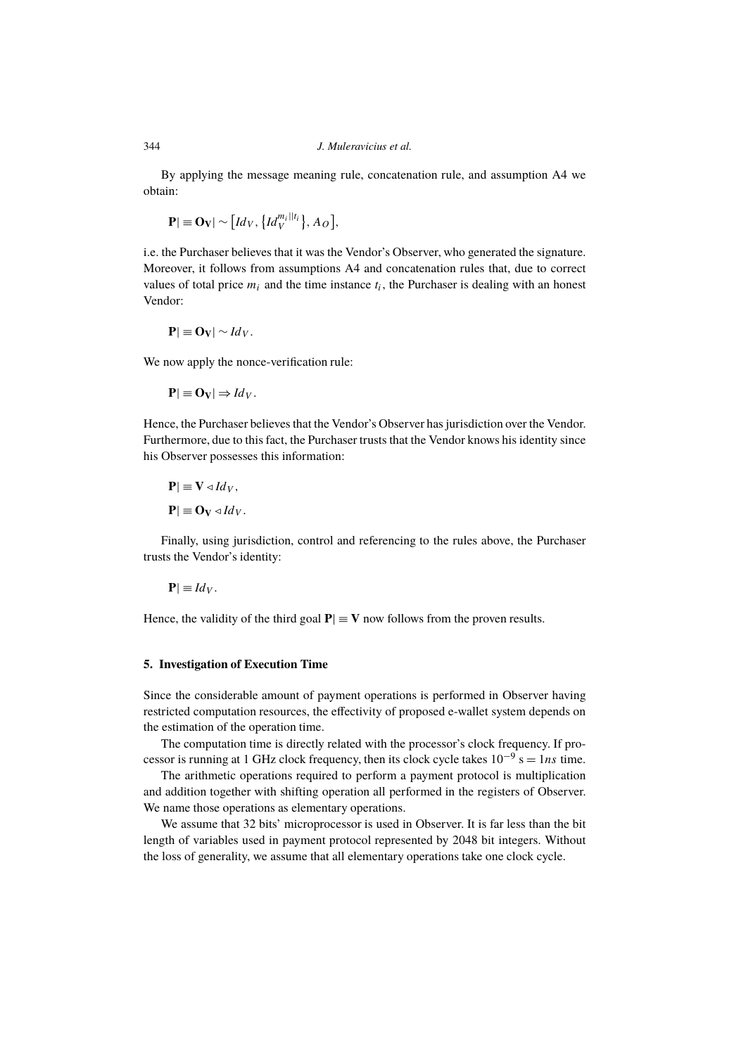By applying the message meaning rule, concatenation rule, and assumption A4 we obtain:

$$\mathbf{P}| \equiv \mathbf{O_V}| \sim \left[Id_V, \left\{Id_V^{m_i||t_i}\right\}, A_O\right],$$

i.e. the Purchaser believes that it was the Vendor's Observer, who generated the signature. Moreover, it follows from assumptions A4 and concatenation rules that, due to correct values of total price $m_i$ and the time instance $t_i$, the Purchaser is dealing with an honest Vendor:

$$\mathbf{P}| \equiv \mathbf{O_V}| \sim Id_V.$$

We now apply the nonce-verification rule:

$$\mathbf{P}| \equiv \mathbf{O_V}| \Rightarrow Id_V.$$

Hence, the Purchaser believes that the Vendor's Observer has jurisdiction over the Vendor. Furthermore, due to this fact, the Purchaser trusts that the Vendor knows his identity since his Observer possesses this information:

$$\mathbf{P}| \equiv \mathbf{V} \triangleleft Id_V,$$

$$\mathbf{P}| \equiv \mathbf{O_V} \triangleleft Id_V.$$

Finally, using jurisdiction, control and referencing to the rules above, the Purchaser trusts the Vendor's identity:

$$\mathbf{P}| \equiv Id_V.$$

Hence, the validity of the third goal $\mathbf{P}| \equiv \mathbf{V}$ now follows from the proven results.

## 5. Investigation of Execution Time

Since the considerable amount of payment operations is performed in Observer having restricted computation resources, the effectivity of proposed e-wallet system depends on the estimation of the operation time.

The computation time is directly related with the processor's clock frequency. If processor is running at 1 GHz clock frequency, then its clock cycle takes $10^{-9}$ s $= 1ns$ time.

The arithmetic operations required to perform a payment protocol is multiplication and addition together with shifting operation all performed in the registers of Observer. We name those operations as elementary operations.

We assume that 32 bits' microprocessor is used in Observer. It is far less than the bit length of variables used in payment protocol represented by 2048 bit integers. Without the loss of generality, we assume that all elementary operations take one clock cycle.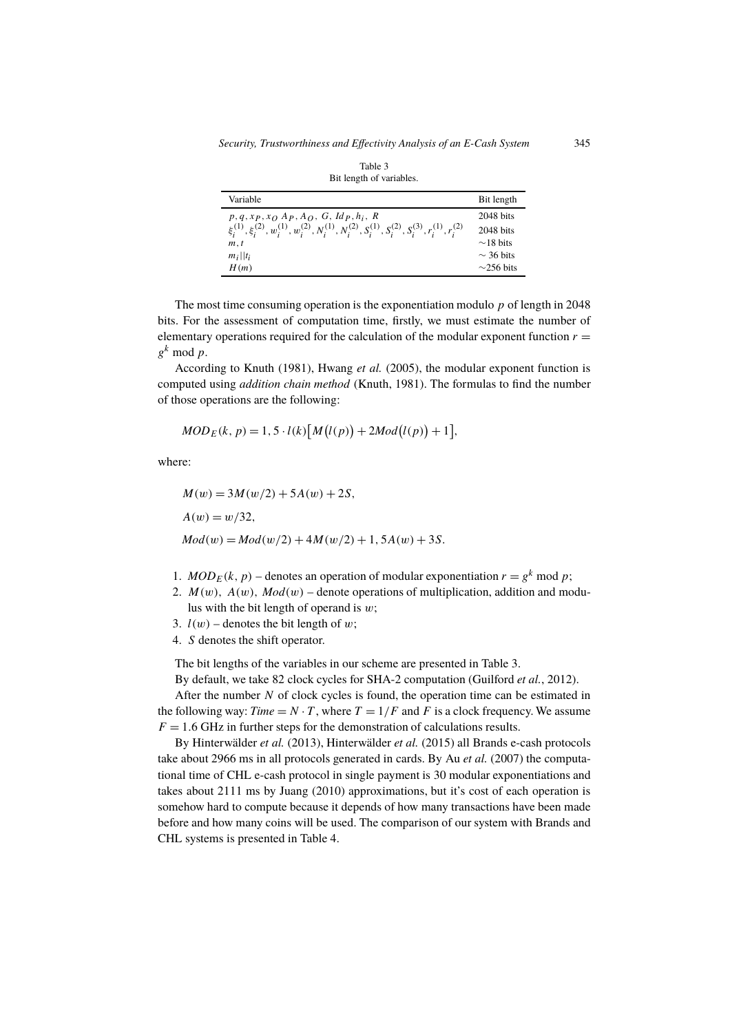Table 3
Bit length of variables.

| Variable | Bit length |
|---|---|
| $p, q, x_P, x_O\ A_P, A_O,\ G,\ Id_P, h_i,\ R$ | 2048 bits |
| $\xi_i^{(1)}, \xi_i^{(2)}, w_i^{(1)}, w_i^{(2)}, N_i^{(1)}, N_i^{(2)}, S_i^{(1)}, S_i^{(2)}, S_i^{(3)}, r_i^{(1)}, r_i^{(2)}$ | 2048 bits |
| $m, t$ | ~18 bits |
| $m_i \| t_i$ | ~ 36 bits |
| $H(m)$ | ~256 bits |

The most time consuming operation is the exponentiation modulo $p$ of length in 2048 bits. For the assessment of computation time, firstly, we must estimate the number of elementary operations required for the calculation of the modular exponent function $r = g^k \bmod p$.

According to Knuth (1981), Hwang *et al.* (2005), the modular exponent function is computed using *addition chain method* (Knuth, 1981). The formulas to find the number of those operations are the following:

$$MOD_E(k, p) = 1,5 \cdot l(k)\big[M\big(l(p)\big) + 2Mod\big(l(p)\big) + 1\big],$$

where:

$$M(w) = 3M(w/2) + 5A(w) + 2S,$$

$$A(w) = w/32,$$

$$Mod(w) = Mod(w/2) + 4M(w/2) + 1,5A(w) + 3S.$$

1. $MOD_E(k, p)$ – denotes an operation of modular exponentiation $r = g^k \bmod p$;
2. $M(w)$, $A(w)$, $Mod(w)$ – denote operations of multiplication, addition and modulus with the bit length of operand is $w$;
3. $l(w)$ – denotes the bit length of $w$;
4. $S$ denotes the shift operator.

The bit lengths of the variables in our scheme are presented in Table 3.

By default, we take 82 clock cycles for SHA-2 computation (Guilford *et al.*, 2012).

After the number $N$ of clock cycles is found, the operation time can be estimated in the following way: $Time = N \cdot T$, where $T = 1/F$ and $F$ is a clock frequency. We assume $F = 1.6$ GHz in further steps for the demonstration of calculations results.

By Hinterwälder *et al.* (2013), Hinterwälder *et al.* (2015) all Brands e-cash protocols take about 2966 ms in all protocols generated in cards. By Au *et al.* (2007) the computational time of CHL e-cash protocol in single payment is 30 modular exponentiations and takes about 2111 ms by Juang (2010) approximations, but it's cost of each operation is somehow hard to compute because it depends of how many transactions have been made before and how many coins will be used. The comparison of our system with Brands and CHL systems is presented in Table 4.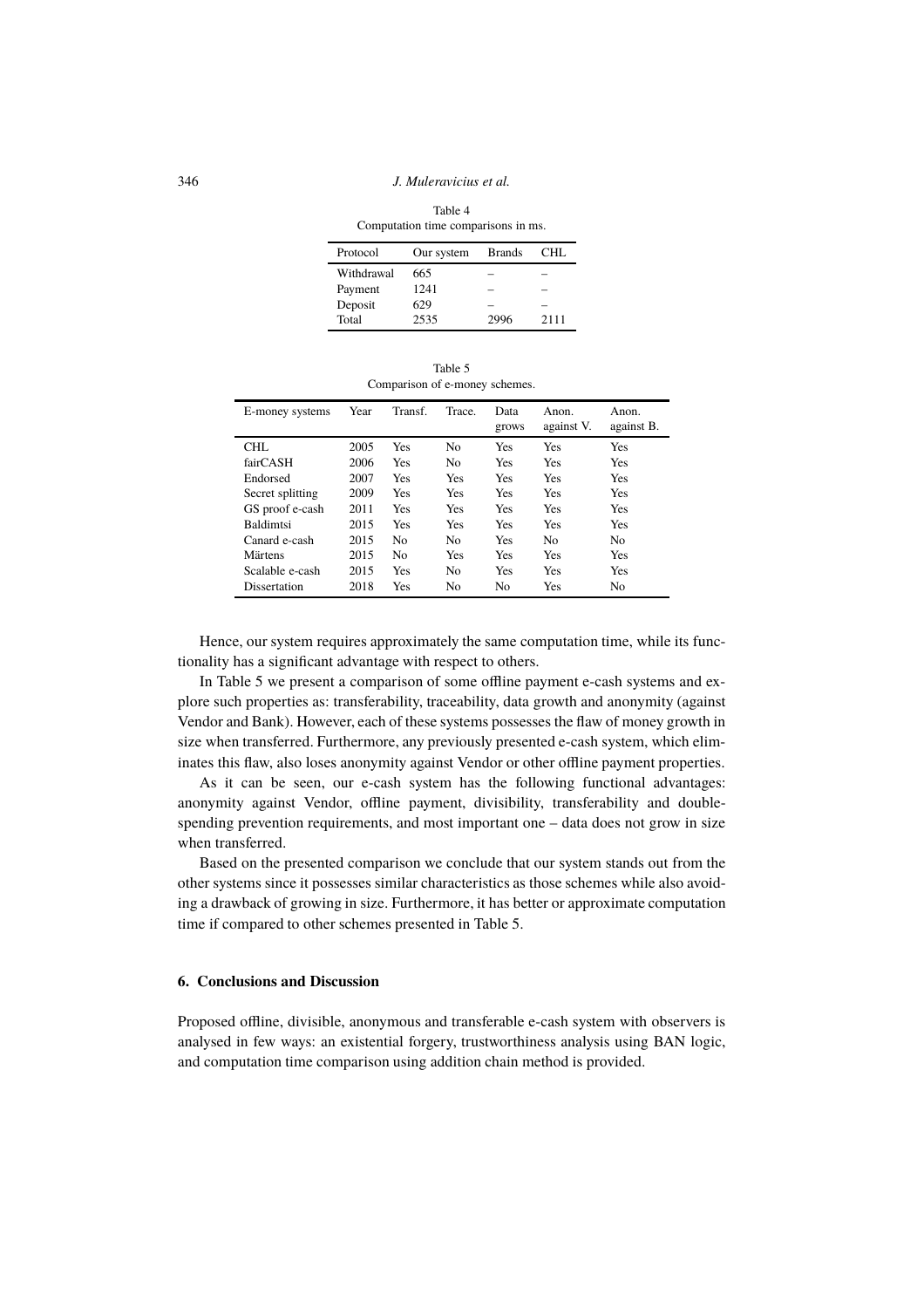Table 4
Computation time comparisons in ms.

| Protocol | Our system | Brands | CHL |
|---|---|---|---|
| Withdrawal | 665 | – | – |
| Payment | 1241 | – | – |
| Deposit | 629 | – | – |
| Total | 2535 | 2996 | 2111 |

Table 5
Comparison of e-money schemes.

| E-money systems | Year | Transf. | Trace. | Data grows | Anon. against V. | Anon. against B. |
|---|---|---|---|---|---|---|
| CHL | 2005 | Yes | No | Yes | Yes | Yes |
| fairCASH | 2006 | Yes | No | Yes | Yes | Yes |
| Endorsed | 2007 | Yes | Yes | Yes | Yes | Yes |
| Secret splitting | 2009 | Yes | Yes | Yes | Yes | Yes |
| GS proof e-cash | 2011 | Yes | Yes | Yes | Yes | Yes |
| Baldimtsi | 2015 | Yes | Yes | Yes | Yes | Yes |
| Canard e-cash | 2015 | No | No | Yes | No | No |
| Märtens | 2015 | No | Yes | Yes | Yes | Yes |
| Scalable e-cash | 2015 | Yes | No | Yes | Yes | Yes |
| Dissertation | 2018 | Yes | No | No | Yes | No |

Hence, our system requires approximately the same computation time, while its functionality has a significant advantage with respect to others.

In Table 5 we present a comparison of some offline payment e-cash systems and explore such properties as: transferability, traceability, data growth and anonymity (against Vendor and Bank). However, each of these systems possesses the flaw of money growth in size when transferred. Furthermore, any previously presented e-cash system, which eliminates this flaw, also loses anonymity against Vendor or other offline payment properties.

As it can be seen, our e-cash system has the following functional advantages: anonymity against Vendor, offline payment, divisibility, transferability and double-spending prevention requirements, and most important one – data does not grow in size when transferred.

Based on the presented comparison we conclude that our system stands out from the other systems since it possesses similar characteristics as those schemes while also avoiding a drawback of growing in size. Furthermore, it has better or approximate computation time if compared to other schemes presented in Table 5.

## 6. Conclusions and Discussion

Proposed offline, divisible, anonymous and transferable e-cash system with observers is analysed in few ways: an existential forgery, trustworthiness analysis using BAN logic, and computation time comparison using addition chain method is provided.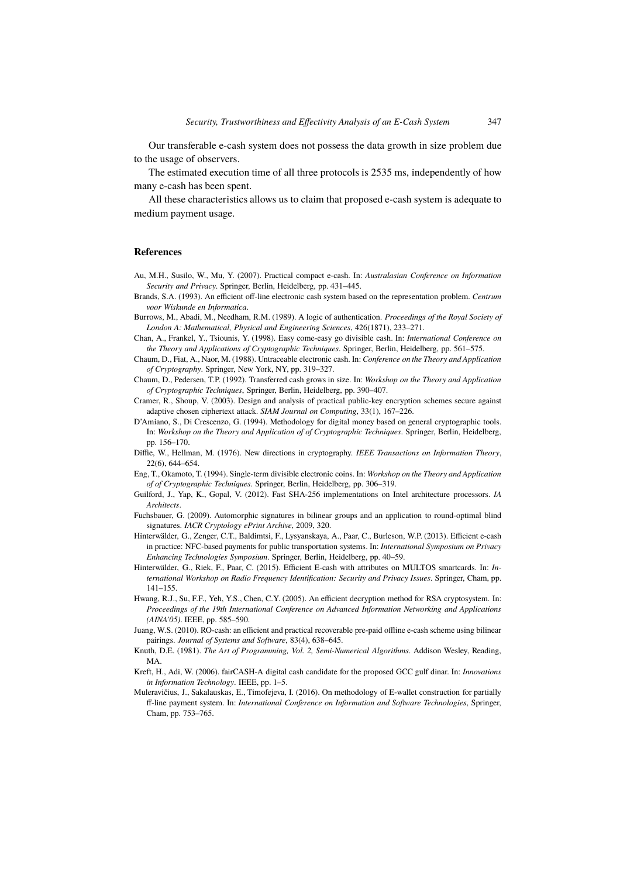Our transferable e-cash system does not possess the data growth in size problem due to the usage of observers.

The estimated execution time of all three protocols is 2535 ms, independently of how many e-cash has been spent.

All these characteristics allows us to claim that proposed e-cash system is adequate to medium payment usage.

## References

Au, M.H., Susilo, W., Mu, Y. (2007). Practical compact e-cash. In: *Australasian Conference on Information Security and Privacy*. Springer, Berlin, Heidelberg, pp. 431–445.

Brands, S.A. (1993). An efficient off-line electronic cash system based on the representation problem. *Centrum voor Wiskunde en Informatica*.

Burrows, M., Abadi, M., Needham, R.M. (1989). A logic of authentication. *Proceedings of the Royal Society of London A: Mathematical, Physical and Engineering Sciences*, 426(1871), 233–271.

Chan, A., Frankel, Y., Tsiounis, Y. (1998). Easy come-easy go divisible cash. In: *International Conference on the Theory and Applications of Cryptographic Techniques*. Springer, Berlin, Heidelberg, pp. 561–575.

Chaum, D., Fiat, A., Naor, M. (1988). Untraceable electronic cash. In: *Conference on the Theory and Application of Cryptography*. Springer, New York, NY, pp. 319–327.

Chaum, D., Pedersen, T.P. (1992). Transferred cash grows in size. In: *Workshop on the Theory and Application of Cryptographic Techniques*, Springer, Berlin, Heidelberg, pp. 390–407.

Cramer, R., Shoup, V. (2003). Design and analysis of practical public-key encryption schemes secure against adaptive chosen ciphertext attack. *SIAM Journal on Computing*, 33(1), 167–226.

D'Amiano, S., Di Crescenzo, G. (1994). Methodology for digital money based on general cryptographic tools. In: *Workshop on the Theory and Application of of Cryptographic Techniques*. Springer, Berlin, Heidelberg, pp. 156–170.

Diffie, W., Hellman, M. (1976). New directions in cryptography. *IEEE Transactions on Information Theory*, 22(6), 644–654.

Eng, T., Okamoto, T. (1994). Single-term divisible electronic coins. In: *Workshop on the Theory and Application of of Cryptographic Techniques*. Springer, Berlin, Heidelberg, pp. 306–319.

Guilford, J., Yap, K., Gopal, V. (2012). Fast SHA-256 implementations on Intel architecture processors. *IA Architects*.

Fuchsbauer, G. (2009). Automorphic signatures in bilinear groups and an application to round-optimal blind signatures. *IACR Cryptology ePrint Archive*, 2009, 320.

Hinterwälder, G., Zenger, C.T., Baldimtsi, F., Lysyanskaya, A., Paar, C., Burleson, W.P. (2013). Efficient e-cash in practice: NFC-based payments for public transportation systems. In: *International Symposium on Privacy Enhancing Technologies Symposium*. Springer, Berlin, Heidelberg, pp. 40–59.

Hinterwälder, G., Riek, F., Paar, C. (2015). Efficient E-cash with attributes on MULTOS smartcards. In: *International Workshop on Radio Frequency Identification: Security and Privacy Issues*. Springer, Cham, pp. 141–155.

Hwang, R.J., Su, F.F., Yeh, Y.S., Chen, C.Y. (2005). An efficient decryption method for RSA cryptosystem. In: *Proceedings of the 19th International Conference on Advanced Information Networking and Applications (AINA'05)*. IEEE, pp. 585–590.

Juang, W.S. (2010). RO-cash: an efficient and practical recoverable pre-paid offline e-cash scheme using bilinear pairings. *Journal of Systems and Software*, 83(4), 638–645.

Knuth, D.E. (1981). *The Art of Programming, Vol. 2, Semi-Numerical Algorithms*. Addison Wesley, Reading, MA.

Kreft, H., Adi, W. (2006). fairCASH-A digital cash candidate for the proposed GCC gulf dinar. In: *Innovations in Information Technology*. IEEE, pp. 1–5.

Mulerавičius, J., Sakalauskas, E., Timofejeva, I. (2016). On methodology of E-wallet construction for partially ff-line payment system. In: *International Conference on Information and Software Technologies*, Springer, Cham, pp. 753–765.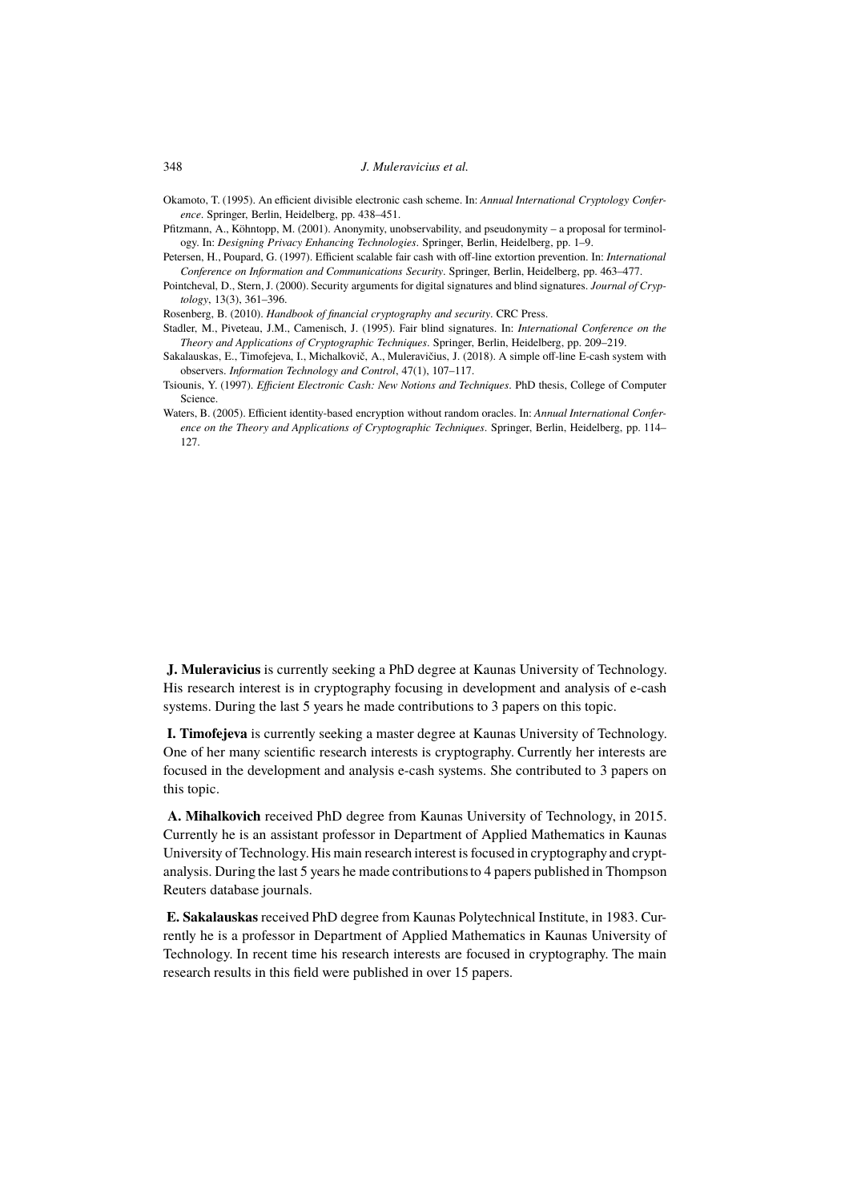Okamoto, T. (1995). An efficient divisible electronic cash scheme. In: *Annual International Cryptology Conference*. Springer, Berlin, Heidelberg, pp. 438–451.

Pfitzmann, A., Köhntopp, M. (2001). Anonymity, unobservability, and pseudonymity – a proposal for terminology. In: *Designing Privacy Enhancing Technologies*. Springer, Berlin, Heidelberg, pp. 1–9.

Petersen, H., Poupard, G. (1997). Efficient scalable fair cash with off-line extortion prevention. In: *International Conference on Information and Communications Security*. Springer, Berlin, Heidelberg, pp. 463–477.

Pointcheval, D., Stern, J. (2000). Security arguments for digital signatures and blind signatures. *Journal of Cryptology*, 13(3), 361–396.

Rosenberg, B. (2010). *Handbook of financial cryptography and security*. CRC Press.

Stadler, M., Piveteau, J.M., Camenisch, J. (1995). Fair blind signatures. In: *International Conference on the Theory and Applications of Cryptographic Techniques*. Springer, Berlin, Heidelberg, pp. 209–219.

Sakalauskas, E., Timofejeva, I., Michalkovič, A., Muleravičius, J. (2018). A simple off-line E-cash system with observers. *Information Technology and Control*, 47(1), 107–117.

Tsiounis, Y. (1997). *Efficient Electronic Cash: New Notions and Techniques*. PhD thesis, College of Computer Science.

Waters, B. (2005). Efficient identity-based encryption without random oracles. In: *Annual International Conference on the Theory and Applications of Cryptographic Techniques*. Springer, Berlin, Heidelberg, pp. 114–127.

**J. Muleravicius** is currently seeking a PhD degree at Kaunas University of Technology. His research interest is in cryptography focusing in development and analysis of e-cash systems. During the last 5 years he made contributions to 3 papers on this topic.

**I. Timofejeva** is currently seeking a master degree at Kaunas University of Technology. One of her many scientific research interests is cryptography. Currently her interests are focused in the development and analysis e-cash systems. She contributed to 3 papers on this topic.

**A. Mihalkovich** received PhD degree from Kaunas University of Technology, in 2015. Currently he is an assistant professor in Department of Applied Mathematics in Kaunas University of Technology. His main research interest is focused in cryptography and cryptanalysis. During the last 5 years he made contributions to 4 papers published in Thompson Reuters database journals.

**E. Sakalauskas** received PhD degree from Kaunas Polytechnical Institute, in 1983. Currently he is a professor in Department of Applied Mathematics in Kaunas University of Technology. In recent time his research interests are focused in cryptography. The main research results in this field were published in over 15 papers.